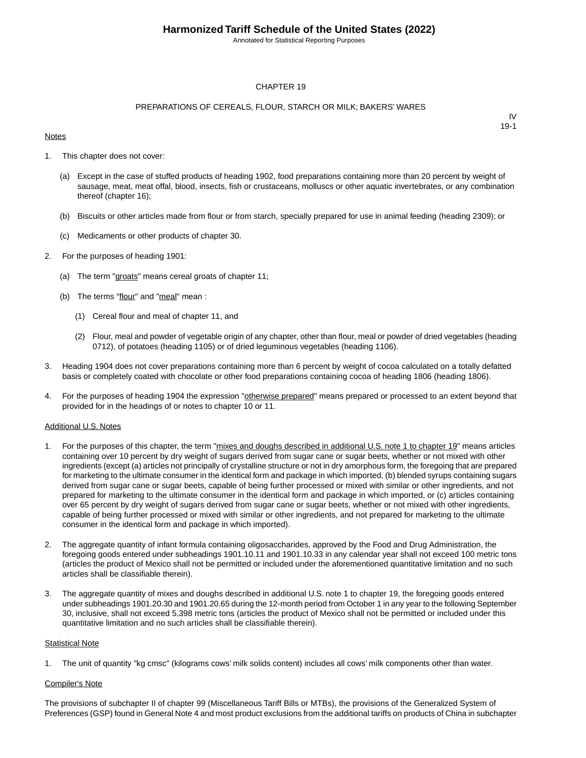# CHAPTER 19

## PREPARATIONS OF CEREALS, FLOUR, STARCH OR MILK; BAKERS' WARES

IV
19-1

Notes

1. This chapter does not cover:

   (a) Except in the case of stuffed products of heading 1902, food preparations containing more than 20 percent by weight of sausage, meat, meat offal, blood, insects, fish or crustaceans, molluscs or other aquatic invertebrates, or any combination thereof (chapter 16);

   (b) Biscuits or other articles made from flour or from starch, specially prepared for use in animal feeding (heading 2309); or

   (c) Medicaments or other products of chapter 30.

2. For the purposes of heading 1901:

   (a) The term "groats" means cereal groats of chapter 11;

   (b) The terms "flour" and "meal" mean :

      (1) Cereal flour and meal of chapter 11, and

      (2) Flour, meal and powder of vegetable origin of any chapter, other than flour, meal or powder of dried vegetables (heading 0712), of potatoes (heading 1105) or of dried leguminous vegetables (heading 1106).

3. Heading 1904 does not cover preparations containing more than 6 percent by weight of cocoa calculated on a totally defatted basis or completely coated with chocolate or other food preparations containing cocoa of heading 1806 (heading 1806).

4. For the purposes of heading 1904 the expression "otherwise prepared" means prepared or processed to an extent beyond that provided for in the headings of or notes to chapter 10 or 11.

Additional U.S. Notes

1. For the purposes of this chapter, the term "mixes and doughs described in additional U.S. note 1 to chapter 19" means articles containing over 10 percent by dry weight of sugars derived from sugar cane or sugar beets, whether or not mixed with other ingredients (except (a) articles not principally of crystalline structure or not in dry amorphous form, the foregoing that are prepared for marketing to the ultimate consumer in the identical form and package in which imported, (b) blended syrups containing sugars derived from sugar cane or sugar beets, capable of being further processed or mixed with similar or other ingredients, and not prepared for marketing to the ultimate consumer in the identical form and package in which imported, or (c) articles containing over 65 percent by dry weight of sugars derived from sugar cane or sugar beets, whether or not mixed with other ingredients, capable of being further processed or mixed with similar or other ingredients, and not prepared for marketing to the ultimate consumer in the identical form and package in which imported).

2. The aggregate quantity of infant formula containing oligosaccharides, approved by the Food and Drug Administration, the foregoing goods entered under subheadings 1901.10.11 and 1901.10.33 in any calendar year shall not exceed 100 metric tons (articles the product of Mexico shall not be permitted or included under the aforementioned quantitative limitation and no such articles shall be classifiable therein).

3. The aggregate quantity of mixes and doughs described in additional U.S. note 1 to chapter 19, the foregoing goods entered under subheadings 1901.20.30 and 1901.20.65 during the 12-month period from October 1 in any year to the following September 30, inclusive, shall not exceed 5,398 metric tons (articles the product of Mexico shall not be permitted or included under this quantitative limitation and no such articles shall be classifiable therein).

Statistical Note

1. The unit of quantity "kg cmsc" (kilograms cows' milk solids content) includes all cows' milk components other than water.

Compiler's Note

The provisions of subchapter II of chapter 99 (Miscellaneous Tariff Bills or MTBs), the provisions of the Generalized System of Preferences (GSP) found in General Note 4 and most product exclusions from the additional tariffs on products of China in subchapter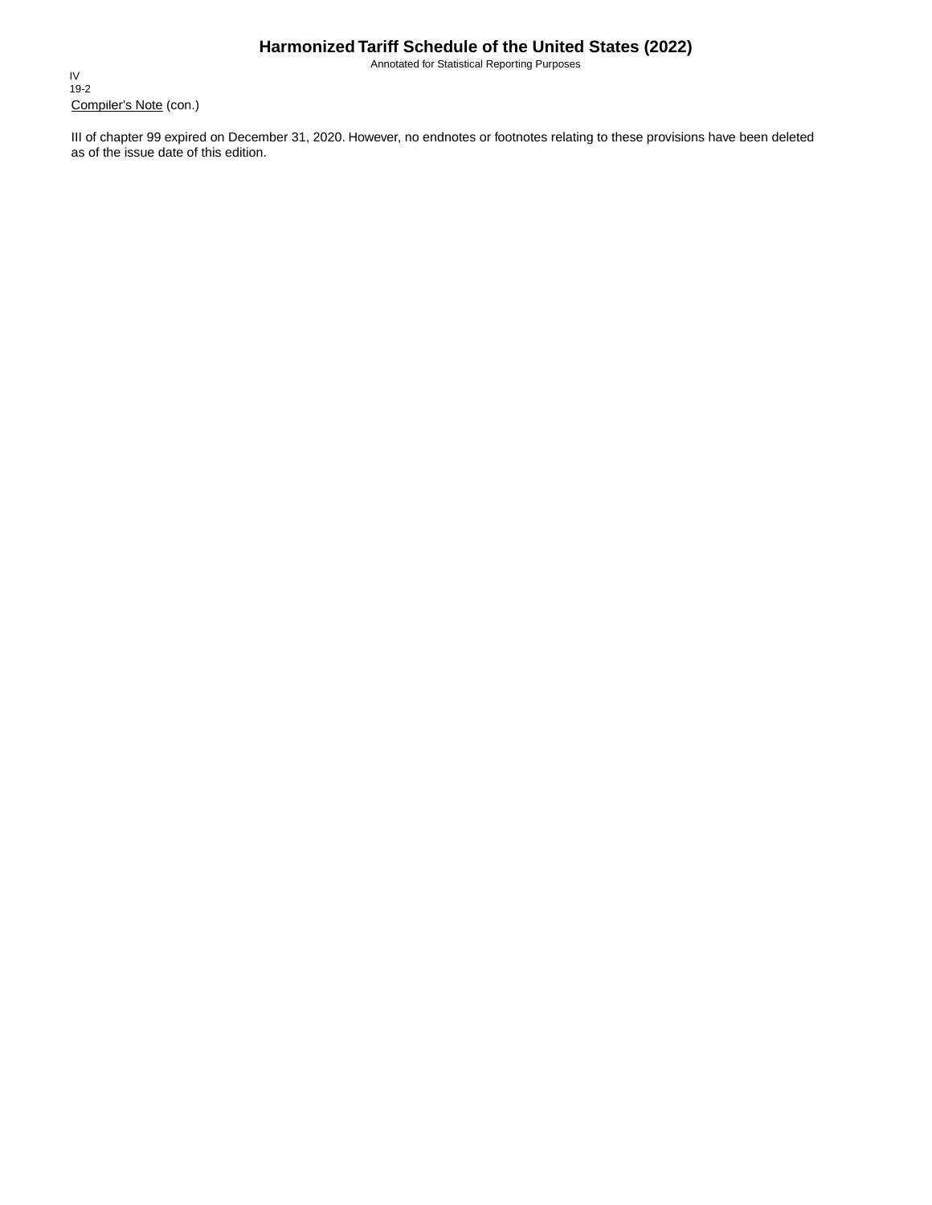Compiler's Note (con.)

III of chapter 99 expired on December 31, 2020. However, no endnotes or footnotes relating to these provisions have been deleted as of the issue date of this edition.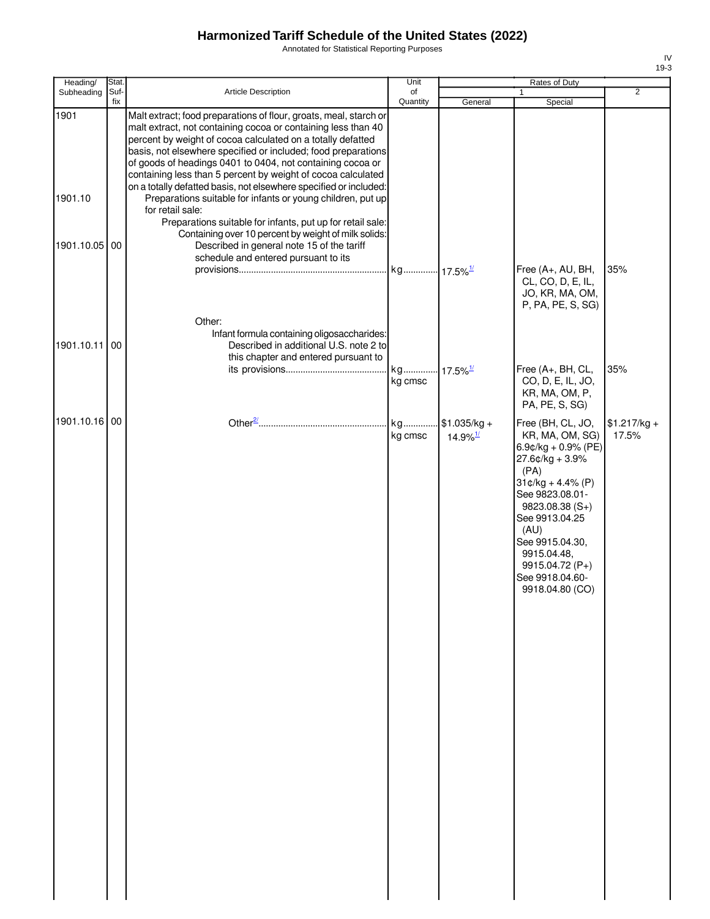# Harmonized Tariff Schedule of the United States (2022)

Annotated for Statistical Reporting Purposes

IV
19-3

| Heading/ Subheading | Stat. Suf- fix | Article Description | Unit of Quantity | Rates of Duty 1 General | Special | 2 |
|---|---|---|---|---|---|---|
| 1901 | | Malt extract; food preparations of flour, groats, meal, starch or malt extract, not containing cocoa or containing less than 40 percent by weight of cocoa calculated on a totally defatted basis, not elsewhere specified or included; food preparations of goods of headings 0401 to 0404, not containing cocoa or containing less than 5 percent by weight of cocoa calculated on a totally defatted basis, not elsewhere specified or included: | | | | |
| 1901.10 | | Preparations suitable for infants or young children, put up for retail sale: | | | | |
| | | Preparations suitable for infants, put up for retail sale: | | | | |
| | | Containing over 10 percent by weight of milk solids: | | | | |
| 1901.10.05 | 00 | Described in general note 15 of the tariff schedule and entered pursuant to its provisions | kg | 17.5%[1/] | Free (A+, AU, BH, CL, CO, D, E, IL, JO, KR, MA, OM, P, PA, PE, S, SG) | 35% |
| | | Other: | | | | |
| | | Infant formula containing oligosaccharides: | | | | |
| 1901.10.11 | 00 | Described in additional U.S. note 2 to this chapter and entered pursuant to its provisions | kg<br>kg cmsc | 17.5%[1/] | Free (A+, BH, CL, CO, D, E, IL, JO, KR, MA, OM, P, PA, PE, S, SG) | 35% |
| 1901.10.16 | 00 | Other[2/] | kg<br>kg cmsc | $1.035/kg + 14.9%[1/] | Free (BH, CL, JO, KR, MA, OM, SG)<br>6.9¢/kg + 0.9% (PE)<br>27.6¢/kg + 3.9% (PA)<br>31¢/kg + 4.4% (P)<br>See 9823.08.01-9823.08.38 (S+)<br>See 9913.04.25 (AU)<br>See 9915.04.30, 9915.04.48, 9915.04.72 (P+)<br>See 9918.04.60-9918.04.80 (CO) | $1.217/kg + 17.5% |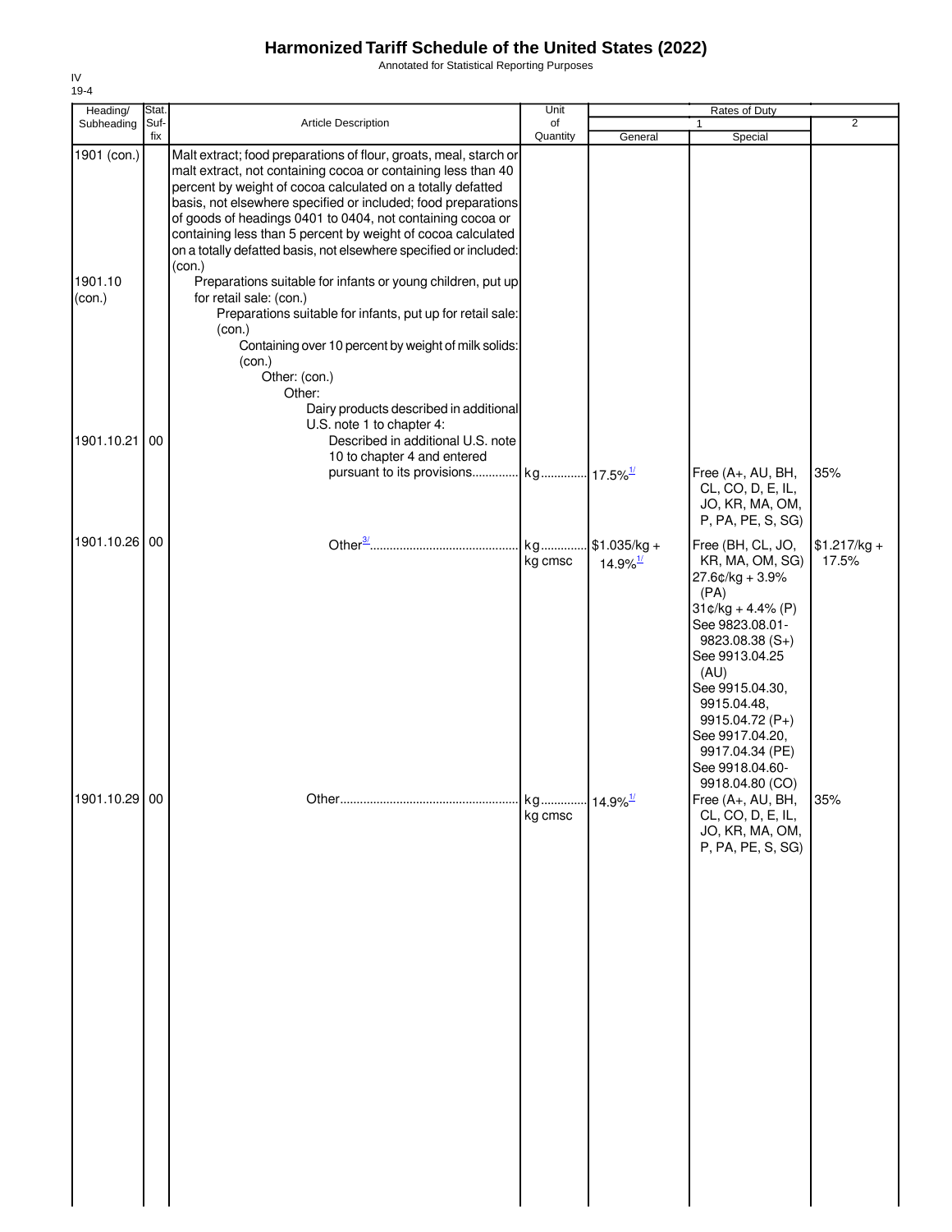# Harmonized Tariff Schedule of the United States (2022)

Annotated for Statistical Reporting Purposes

IV
19-4

| Heading/ Subheading | Stat. Suf- fix | Article Description | Unit of Quantity | Rates of Duty 1 General | Special | 2 |
|---|---|---|---|---|---|---|
| 1901 (con.) | | Malt extract; food preparations of flour, groats, meal, starch or malt extract, not containing cocoa or containing less than 40 percent by weight of cocoa calculated on a totally defatted basis, not elsewhere specified or included; food preparations of goods of headings 0401 to 0404, not containing cocoa or containing less than 5 percent by weight of cocoa calculated on a totally defatted basis, not elsewhere specified or included: (con.) | | | | |
| 1901.10 (con.) | | Preparations suitable for infants or young children, put up for retail sale: (con.) | | | | |
| | | Preparations suitable for infants, put up for retail sale: (con.) | | | | |
| | | Containing over 10 percent by weight of milk solids: (con.) | | | | |
| | | Other: (con.) | | | | |
| | | Other: | | | | |
| | | Dairy products described in additional U.S. note 1 to chapter 4: | | | | |
| 1901.10.21 | 00 | Described in additional U.S. note 10 to chapter 4 and entered pursuant to its provisions | kg | 17.5%[1/] | Free (A+, AU, BH, CL, CO, D, E, IL, JO, KR, MA, OM, P, PA, PE, S, SG) | 35% |
| 1901.10.26 | 00 | Other[3/] | kg<br>kg cmsc | $1.035/kg + 14.9%[1/] | Free (BH, CL, JO, KR, MA, OM, SG)<br>27.6¢/kg + 3.9% (PA)<br>31¢/kg + 4.4% (P)<br>See 9823.08.01-9823.08.38 (S+)<br>See 9913.04.25 (AU)<br>See 9915.04.30, 9915.04.48, 9915.04.72 (P+)<br>See 9917.04.20, 9917.04.34 (PE)<br>See 9918.04.60-9918.04.80 (CO) | $1.217/kg + 17.5% |
| 1901.10.29 | 00 | Other | kg<br>kg cmsc | 14.9%[1/] | Free (A+, AU, BH, CL, CO, D, E, IL, JO, KR, MA, OM, P, PA, PE, S, SG) | 35% |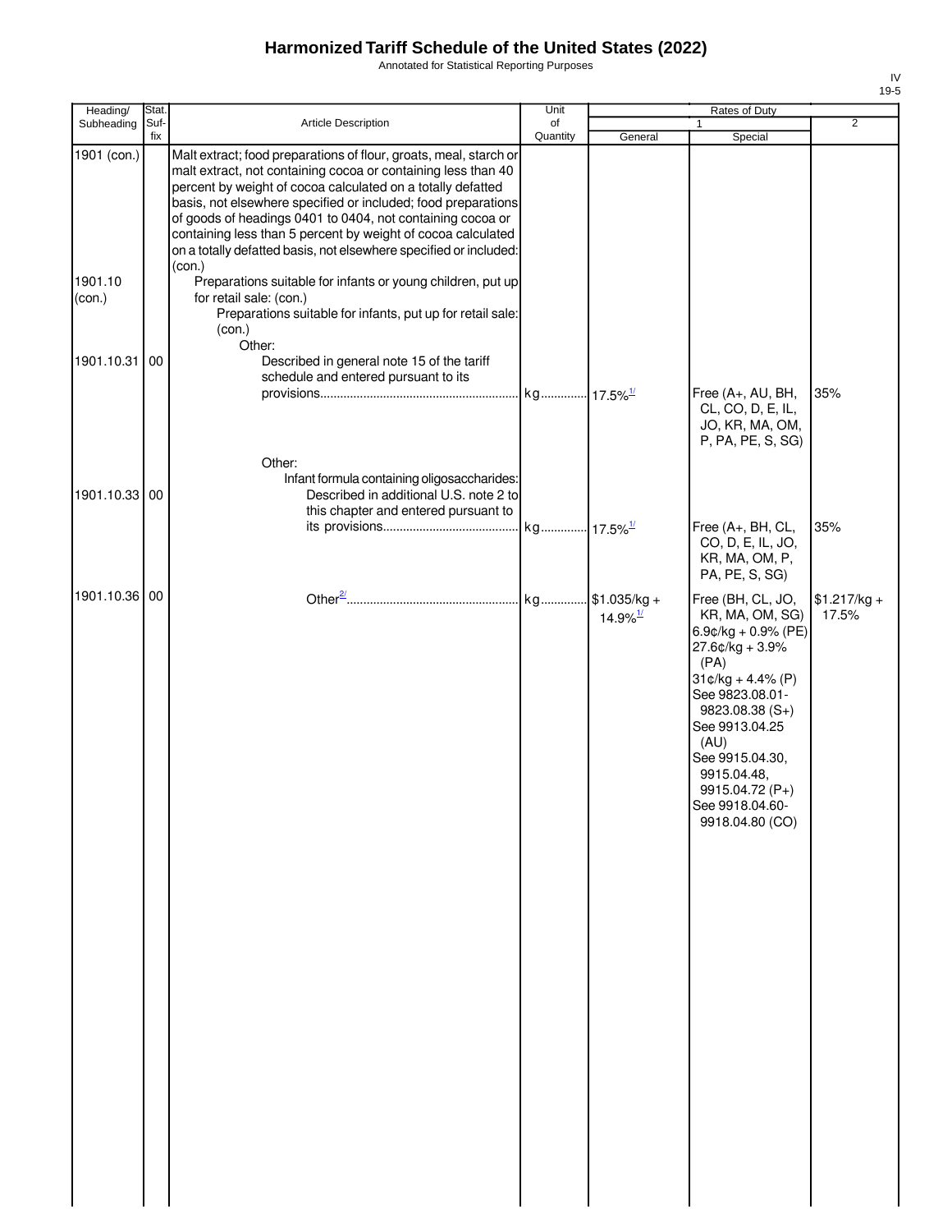# Harmonized Tariff Schedule of the United States (2022)

Annotated for Statistical Reporting Purposes

IV
19-5

| Heading/ Subheading | Stat. Suf- fix | Article Description | Unit of Quantity | Rates of Duty 1 General | Special | 2 |
|---|---|---|---|---|---|---|
| 1901 (con.) | | Malt extract; food preparations of flour, groats, meal, starch or malt extract, not containing cocoa or containing less than 40 percent by weight of cocoa calculated on a totally defatted basis, not elsewhere specified or included; food preparations of goods of headings 0401 to 0404, not containing cocoa or containing less than 5 percent by weight of cocoa calculated on a totally defatted basis, not elsewhere specified or included: (con.) | | | | |
| 1901.10 (con.) | | Preparations suitable for infants or young children, put up for retail sale: (con.) | | | | |
| | | Preparations suitable for infants, put up for retail sale: (con.) | | | | |
| | | Other: | | | | |
| 1901.10.31 | 00 | Described in general note 15 of the tariff schedule and entered pursuant to its provisions | kg | 17.5%[1/] | Free (A+, AU, BH, CL, CO, D, E, IL, JO, KR, MA, OM, P, PA, PE, S, SG) | 35% |
| | | Other: | | | | |
| | | Infant formula containing oligosaccharides: | | | | |
| 1901.10.33 | 00 | Described in additional U.S. note 2 to this chapter and entered pursuant to its provisions | kg | 17.5%[1/] | Free (A+, BH, CL, CO, D, E, IL, JO, KR, MA, OM, P, PA, PE, S, SG) | 35% |
| 1901.10.36 | 00 | Other[2/] | kg | $1.035/kg + 14.9%[1/] | Free (BH, CL, JO, KR, MA, OM, SG)<br>6.9¢/kg + 0.9% (PE)<br>27.6¢/kg + 3.9% (PA)<br>31¢/kg + 4.4% (P)<br>See 9823.08.01-9823.08.38 (S+)<br>See 9913.04.25 (AU)<br>See 9915.04.30, 9915.04.48, 9915.04.72 (P+)<br>See 9918.04.60-9918.04.80 (CO) | $1.217/kg + 17.5% |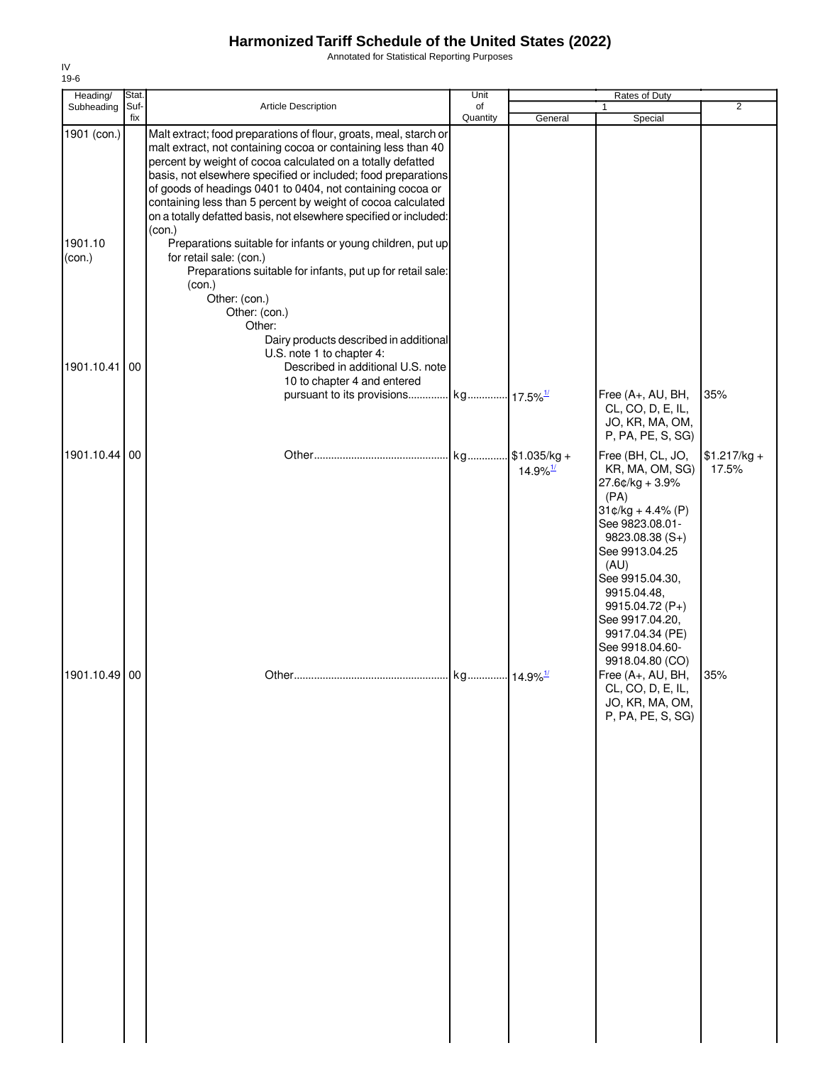# Harmonized Tariff Schedule of the United States (2022)

Annotated for Statistical Reporting Purposes

IV
19-6

| Heading/ Subheading | Stat. Suf- fix | Article Description | Unit of Quantity | Rates of Duty 1 General | Special | 2 |
|---|---|---|---|---|---|---|
| 1901 (con.) | | Malt extract; food preparations of flour, groats, meal, starch or malt extract, not containing cocoa or containing less than 40 percent by weight of cocoa calculated on a totally defatted basis, not elsewhere specified or included; food preparations of goods of headings 0401 to 0404, not containing cocoa or containing less than 5 percent by weight of cocoa calculated on a totally defatted basis, not elsewhere specified or included: (con.) | | | | |
| 1901.10 (con.) | | Preparations suitable for infants or young children, put up for retail sale: (con.) | | | | |
| | | Preparations suitable for infants, put up for retail sale: (con.) | | | | |
| | | Other: (con.) | | | | |
| | | Other: (con.) | | | | |
| | | Other: | | | | |
| | | Dairy products described in additional U.S. note 1 to chapter 4: | | | | |
| 1901.10.41 | 00 | Described in additional U.S. note 10 to chapter 4 and entered pursuant to its provisions | kg | 17.5%[1/] | Free (A+, AU, BH, CL, CO, D, E, IL, JO, KR, MA, OM, P, PA, PE, S, SG) | 35% |
| 1901.10.44 | 00 | Other | kg | $1.035/kg + 14.9%[1/] | Free (BH, CL, JO, KR, MA, OM, SG) 27.6¢/kg + 3.9% (PA) 31¢/kg + 4.4% (P) See 9823.08.01-9823.08.38 (S+) See 9913.04.25 (AU) See 9915.04.30, 9915.04.48, 9915.04.72 (P+) See 9917.04.20, 9917.04.34 (PE) See 9918.04.60-9918.04.80 (CO) | $1.217/kg + 17.5% |
| 1901.10.49 | 00 | Other | kg | 14.9%[1/] | Free (A+, AU, BH, CL, CO, D, E, IL, JO, KR, MA, OM, P, PA, PE, S, SG) | 35% |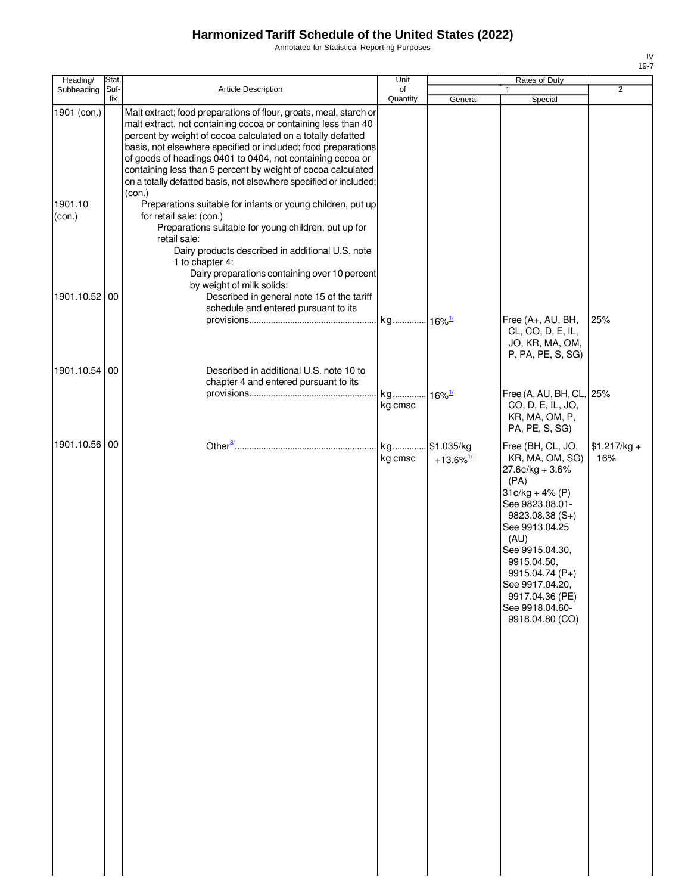# Harmonized Tariff Schedule of the United States (2022)

Annotated for Statistical Reporting Purposes

IV
19-7

| Heading/ Subheading | Stat. Suf- fix | Article Description | Unit of Quantity | Rates of Duty 1 General | Rates of Duty 1 Special | Rates of Duty 2 |
|---|---|---|---|---|---|---|
| 1901 (con.) | | Malt extract; food preparations of flour, groats, meal, starch or malt extract, not containing cocoa or containing less than 40 percent by weight of cocoa calculated on a totally defatted basis, not elsewhere specified or included; food preparations of goods of headings 0401 to 0404, not containing cocoa or containing less than 5 percent by weight of cocoa calculated on a totally defatted basis, not elsewhere specified or included: (con.) | | | | |
| 1901.10 (con.) | | Preparations suitable for infants or young children, put up for retail sale: (con.) | | | | |
| | | Preparations suitable for young children, put up for retail sale: | | | | |
| | | Dairy products described in additional U.S. note 1 to chapter 4: | | | | |
| | | Dairy preparations containing over 10 percent by weight of milk solids: | | | | |
| 1901.10.52 | 00 | Described in general note 15 of the tariff schedule and entered pursuant to its provisions | kg | 16%[1/] | Free (A+, AU, BH, CL, CO, D, E, IL, JO, KR, MA, OM, P, PA, PE, S, SG) | 25% |
| 1901.10.54 | 00 | Described in additional U.S. note 10 to chapter 4 and entered pursuant to its provisions | kg<br>kg cmsc | 16%[1/] | Free (A, AU, BH, CL, CO, D, E, IL, JO, KR, MA, OM, P, PA, PE, S, SG) | 25% |
| 1901.10.56 | 00 | Other[3/] | kg<br>kg cmsc | $1.035/kg +13.6%[1/] | Free (BH, CL, JO, KR, MA, OM, SG)<br>27.6¢/kg + 3.6% (PA)<br>31¢/kg + 4% (P)<br>See 9823.08.01-9823.08.38 (S+)<br>See 9913.04.25 (AU)<br>See 9915.04.30, 9915.04.50, 9915.04.74 (P+)<br>See 9917.04.20, 9917.04.36 (PE)<br>See 9918.04.60-9918.04.80 (CO) | $1.217/kg + 16% |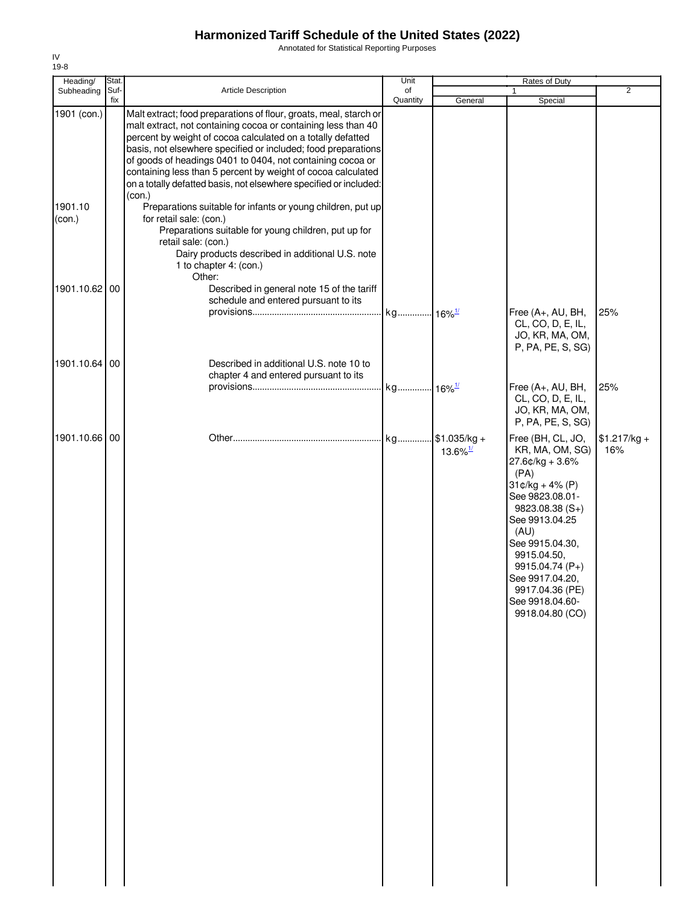# Harmonized Tariff Schedule of the United States (2022)

Annotated for Statistical Reporting Purposes

IV
19-8

| Heading/ Subheading | Stat. Suf-fix | Article Description | Unit of Quantity | Rates of Duty 1 General | Rates of Duty 1 Special | Rates of Duty 2 |
|---|---|---|---|---|---|---|
| 1901 (con.) | | Malt extract; food preparations of flour, groats, meal, starch or malt extract, not containing cocoa or containing less than 40 percent by weight of cocoa calculated on a totally defatted basis, not elsewhere specified or included; food preparations of goods of headings 0401 to 0404, not containing cocoa or containing less than 5 percent by weight of cocoa calculated on a totally defatted basis, not elsewhere specified or included: (con.) | | | | |
| 1901.10 (con.) | | Preparations suitable for infants or young children, put up for retail sale: (con.) | | | | |
| | | Preparations suitable for young children, put up for retail sale: (con.) | | | | |
| | | Dairy products described in additional U.S. note 1 to chapter 4: (con.) | | | | |
| | | Other: | | | | |
| 1901.10.62 | 00 | Described in general note 15 of the tariff schedule and entered pursuant to its provisions | kg | 16%[1/] | Free (A+, AU, BH, CL, CO, D, E, IL, JO, KR, MA, OM, P, PA, PE, S, SG) | 25% |
| 1901.10.64 | 00 | Described in additional U.S. note 10 to chapter 4 and entered pursuant to its provisions | kg | 16%[1/] | Free (A+, AU, BH, CL, CO, D, E, IL, JO, KR, MA, OM, P, PA, PE, S, SG) | 25% |
| 1901.10.66 | 00 | Other | kg | $1.035/kg + 13.6%[1/] | Free (BH, CL, JO, KR, MA, OM, SG)<br>27.6¢/kg + 3.6% (PA)<br>31¢/kg + 4% (P)<br>See 9823.08.01-9823.08.38 (S+)<br>See 9913.04.25 (AU)<br>See 9915.04.30, 9915.04.50, 9915.04.74 (P+)<br>See 9917.04.20, 9917.04.36 (PE)<br>See 9918.04.60-9918.04.80 (CO) | $1.217/kg + 16% |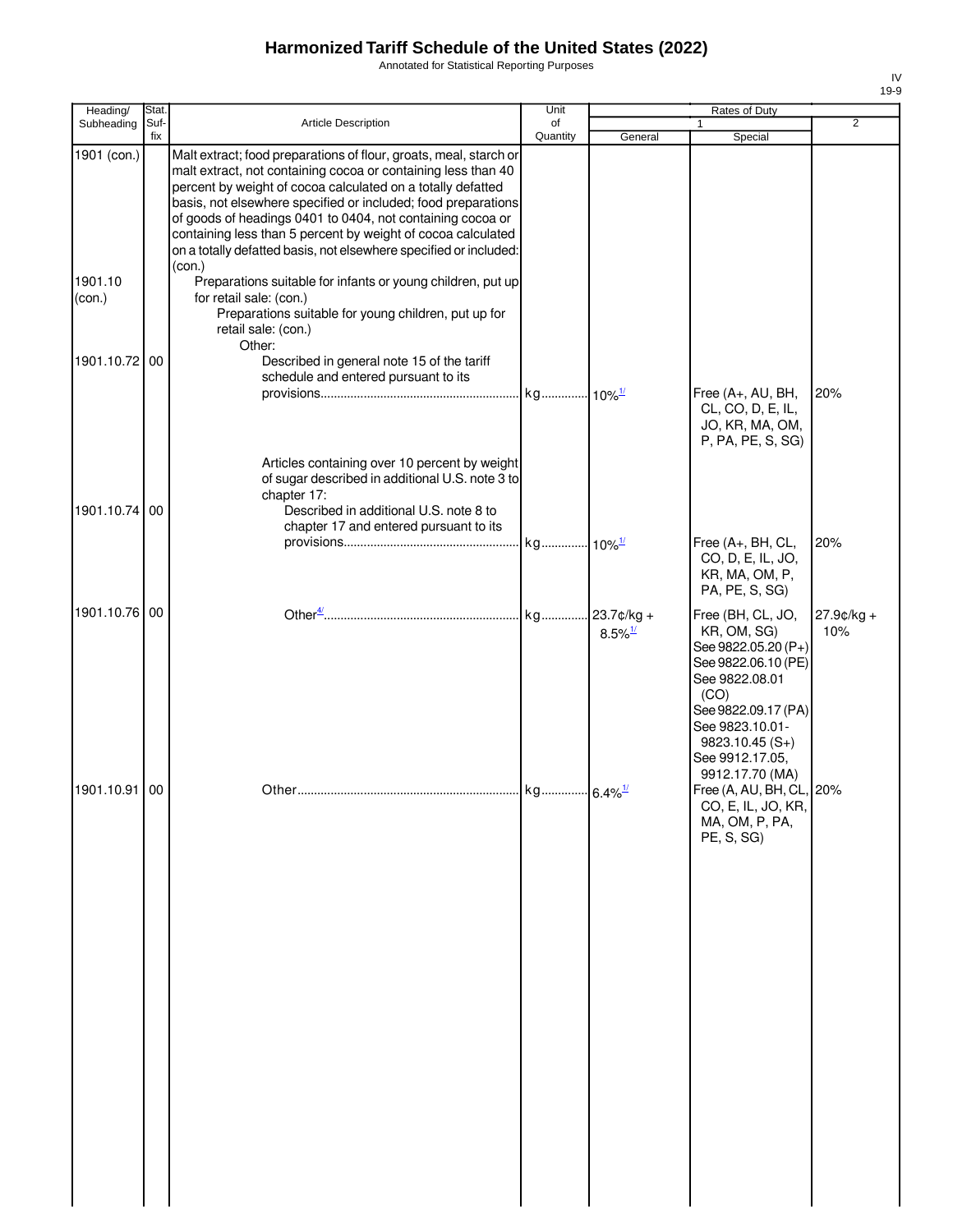# Harmonized Tariff Schedule of the United States (2022)

Annotated for Statistical Reporting Purposes

| Heading/ Subheading | Stat. Suf- fix | Article Description | Unit of Quantity | Rates of Duty 1 General | Special | 2 |
|---|---|---|---|---|---|---|
| 1901 (con.) | | Malt extract; food preparations of flour, groats, meal, starch or malt extract, not containing cocoa or containing less than 40 percent by weight of cocoa calculated on a totally defatted basis, not elsewhere specified or included; food preparations of goods of headings 0401 to 0404, not containing cocoa or containing less than 5 percent by weight of cocoa calculated on a totally defatted basis, not elsewhere specified or included: (con.) | | | | |
| 1901.10 (con.) | | Preparations suitable for infants or young children, put up for retail sale: (con.) | | | | |
| | | Preparations suitable for young children, put up for retail sale: (con.) | | | | |
| | | Other: | | | | |
| 1901.10.72 | 00 | Described in general note 15 of the tariff schedule and entered pursuant to its provisions | kg | 10%[1/] | Free (A+, AU, BH, CL, CO, D, E, IL, JO, KR, MA, OM, P, PA, PE, S, SG) | 20% |
| | | Articles containing over 10 percent by weight of sugar described in additional U.S. note 3 to chapter 17: | | | | |
| 1901.10.74 | 00 | Described in additional U.S. note 8 to chapter 17 and entered pursuant to its provisions | kg | 10%[1/] | Free (A+, BH, CL, CO, D, E, IL, JO, KR, MA, OM, P, PA, PE, S, SG) | 20% |
| 1901.10.76 | 00 | Other[4/] | kg | 23.7¢/kg + 8.5%[1/] | Free (BH, CL, JO, KR, OM, SG) See 9822.05.20 (P+) See 9822.06.10 (PE) See 9822.08.01 (CO) See 9822.09.17 (PA) See 9823.10.01-9823.10.45 (S+) See 9912.17.05, 9912.17.70 (MA) | 27.9¢/kg + 10% |
| 1901.10.91 | 00 | Other | kg | 6.4%[1/] | Free (A, AU, BH, CL, CO, E, IL, JO, KR, MA, OM, P, PA, PE, S, SG) | 20% |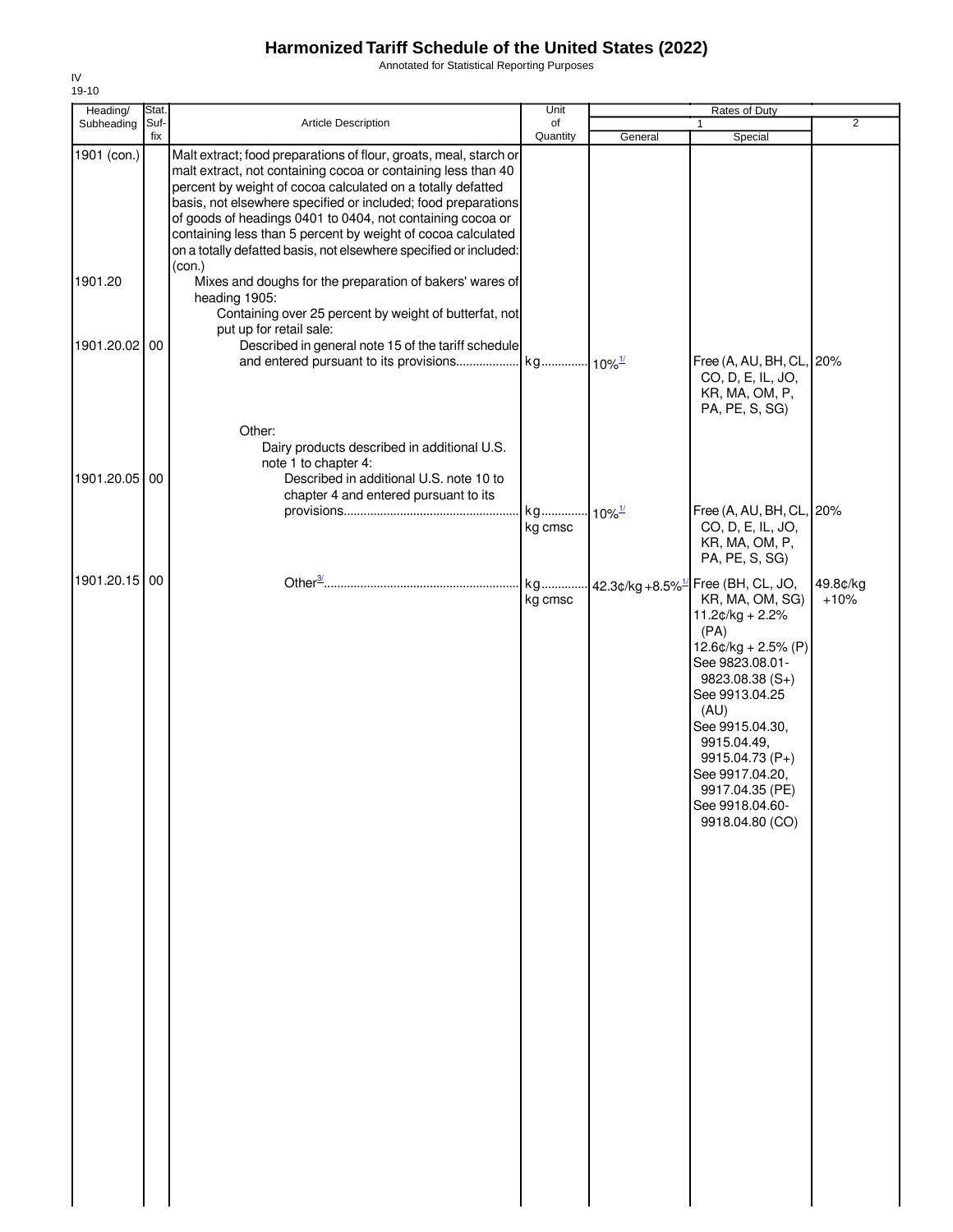# Harmonized Tariff Schedule of the United States (2022)

Annotated for Statistical Reporting Purposes

IV
19-10

| Heading/ Subheading | Stat. Suf- fix | Article Description | Unit of Quantity | Rates of Duty 1 General | Special | 2 |
|---|---|---|---|---|---|---|
| 1901 (con.) | | Malt extract; food preparations of flour, groats, meal, starch or malt extract, not containing cocoa or containing less than 40 percent by weight of cocoa calculated on a totally defatted basis, not elsewhere specified or included; food preparations of goods of headings 0401 to 0404, not containing cocoa or containing less than 5 percent by weight of cocoa calculated on a totally defatted basis, not elsewhere specified or included: (con.) | | | | |
| 1901.20 | | Mixes and doughs for the preparation of bakers' wares of heading 1905: | | | | |
| | | Containing over 25 percent by weight of butterfat, not put up for retail sale: | | | | |
| 1901.20.02 | 00 | Described in general note 15 of the tariff schedule and entered pursuant to its provisions | kg | 10%[1/] | Free (A, AU, BH, CL, CO, D, E, IL, JO, KR, MA, OM, P, PA, PE, S, SG) | 20% |
| | | Other: | | | | |
| | | Dairy products described in additional U.S. note 1 to chapter 4: | | | | |
| 1901.20.05 | 00 | Described in additional U.S. note 10 to chapter 4 and entered pursuant to its provisions | kg<br>kg cmsc | 10%[1/] | Free (A, AU, BH, CL, CO, D, E, IL, JO, KR, MA, OM, P, PA, PE, S, SG) | 20% |
| 1901.20.15 | 00 | Other[3/] | kg<br>kg cmsc | 42.3¢/kg +8.5%[1/] | Free (BH, CL, JO, KR, MA, OM, SG)<br>11.2¢/kg + 2.2% (PA)<br>12.6¢/kg + 2.5% (P)<br>See 9823.08.01-9823.08.38 (S+)<br>See 9913.04.25 (AU)<br>See 9915.04.30, 9915.04.49, 9915.04.73 (P+)<br>See 9917.04.20, 9917.04.35 (PE)<br>See 9918.04.60-9918.04.80 (CO) | 49.8¢/kg +10% |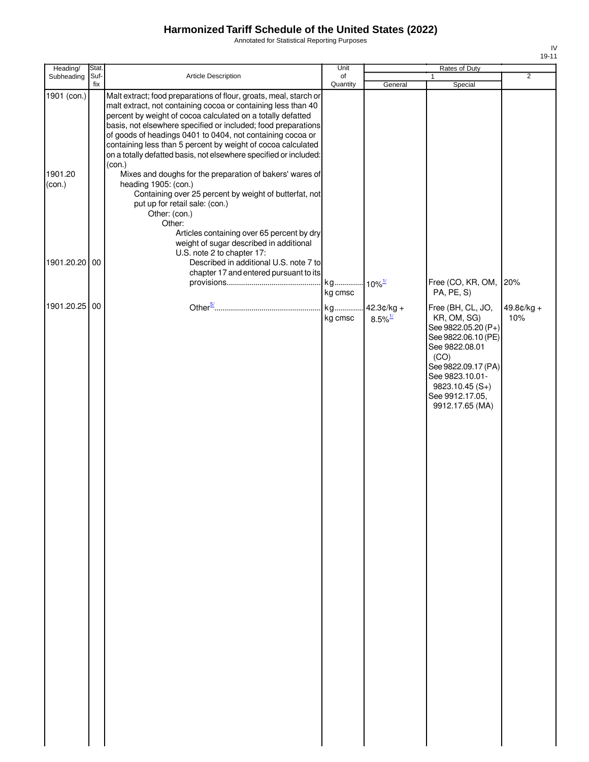# Harmonized Tariff Schedule of the United States (2022)

Annotated for Statistical Reporting Purposes

IV
19-11

| Heading/ Subheading | Stat. Suf- fix | Article Description | Unit of Quantity | Rates of Duty 1 General | Rates of Duty 1 Special | Rates of Duty 2 |
|---|---|---|---|---|---|---|
| 1901 (con.) | | Malt extract; food preparations of flour, groats, meal, starch or malt extract, not containing cocoa or containing less than 40 percent by weight of cocoa calculated on a totally defatted basis, not elsewhere specified or included; food preparations of goods of headings 0401 to 0404, not containing cocoa or containing less than 5 percent by weight of cocoa calculated on a totally defatted basis, not elsewhere specified or included: (con.) | | | | |
| 1901.20 (con.) | | Mixes and doughs for the preparation of bakers' wares of heading 1905: (con.) | | | | |
| | | Containing over 25 percent by weight of butterfat, not put up for retail sale: (con.) | | | | |
| | | Other: (con.) | | | | |
| | | Other: | | | | |
| | | Articles containing over 65 percent by dry weight of sugar described in additional U.S. note 2 to chapter 17: | | | | |
| 1901.20.20 | 00 | Described in additional U.S. note 7 to chapter 17 and entered pursuant to its provisions | kg<br>kg cmsc | 10%[1/] | Free (CO, KR, OM, PA, PE, S) | 20% |
| 1901.20.25 | 00 | Other[5/] | kg<br>kg cmsc | 42.3¢/kg + 8.5%[1/] | Free (BH, CL, JO, KR, OM, SG)<br>See 9822.05.20 (P+)<br>See 9822.06.10 (PE)<br>See 9822.08.01 (CO)<br>See 9822.09.17 (PA)<br>See 9823.10.01-9823.10.45 (S+)<br>See 9912.17.05, 9912.17.65 (MA) | 49.8¢/kg + 10% |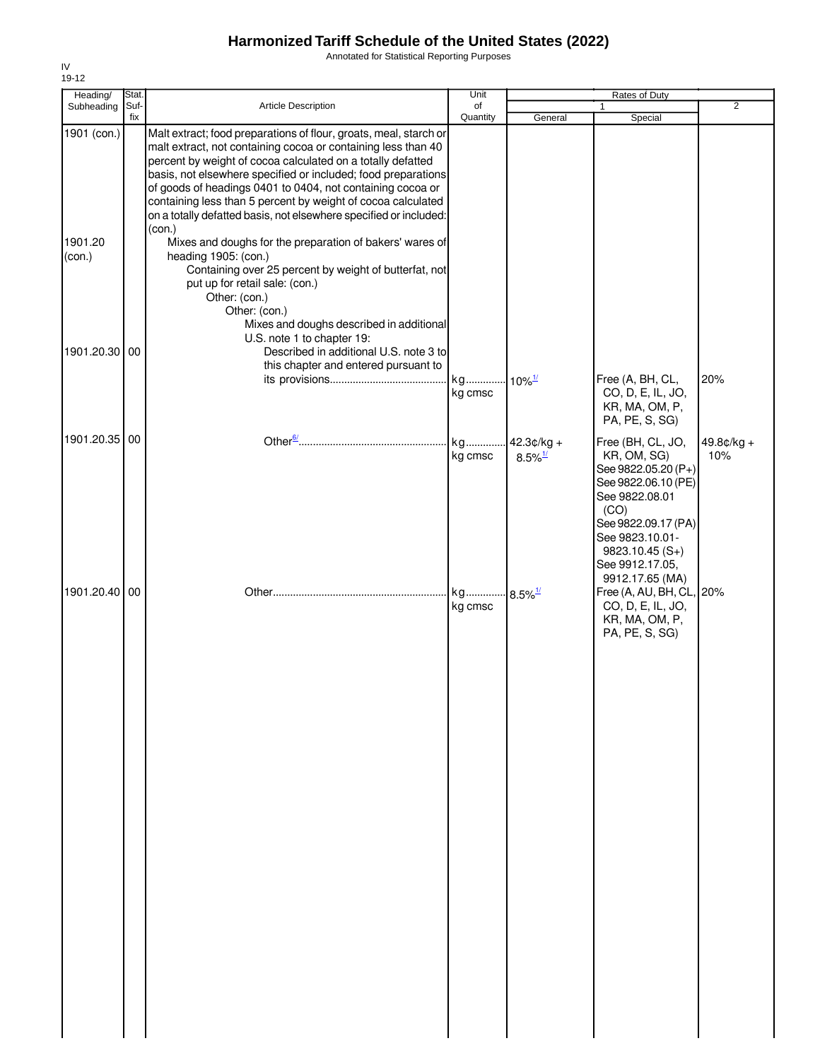# Harmonized Tariff Schedule of the United States (2022)

Annotated for Statistical Reporting Purposes

IV
19-12

| Heading/ Subheading | Stat. Suf- fix | Article Description | Unit of Quantity | Rates of Duty 1 General | Special | 2 |
|---|---|---|---|---|---|---|
| 1901 (con.) | | Malt extract; food preparations of flour, groats, meal, starch or malt extract, not containing cocoa or containing less than 40 percent by weight of cocoa calculated on a totally defatted basis, not elsewhere specified or included; food preparations of goods of headings 0401 to 0404, not containing cocoa or containing less than 5 percent by weight of cocoa calculated on a totally defatted basis, not elsewhere specified or included: (con.) | | | | |
| 1901.20 (con.) | | Mixes and doughs for the preparation of bakers' wares of heading 1905: (con.) | | | | |
| | | Containing over 25 percent by weight of butterfat, not put up for retail sale: (con.) | | | | |
| | | Other: (con.) | | | | |
| | | Other: (con.) | | | | |
| | | Mixes and doughs described in additional U.S. note 1 to chapter 19: | | | | |
| 1901.20.30 | 00 | Described in additional U.S. note 3 to this chapter and entered pursuant to its provisions | kg kg cmsc | 10%[1/] | Free (A, BH, CL, CO, D, E, IL, JO, KR, MA, OM, P, PA, PE, S, SG) | 20% |
| 1901.20.35 | 00 | Other[6/] | kg kg cmsc | 42.3¢/kg + 8.5%[1/] | Free (BH, CL, JO, KR, OM, SG) See 9822.05.20 (P+) See 9822.06.10 (PE) See 9822.08.01 (CO) See 9822.09.17 (PA) See 9823.10.01-9823.10.45 (S+) See 9912.17.05, 9912.17.65 (MA) | 49.8¢/kg + 10% |
| 1901.20.40 | 00 | Other | kg kg cmsc | 8.5%[1/] | Free (A, AU, BH, CL, CO, D, E, IL, JO, KR, MA, OM, P, PA, PE, S, SG) | 20% |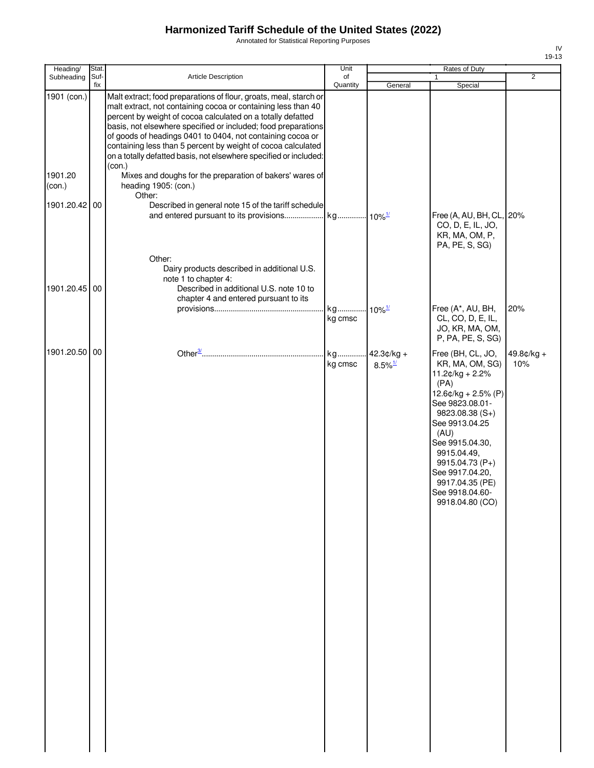# Harmonized Tariff Schedule of the United States (2022)

Annotated for Statistical Reporting Purposes

| Heading/ Subheading | Stat. Suf- fix | Article Description | Unit of Quantity | Rates of Duty 1 General | Special | 2 |
|---|---|---|---|---|---|---|
| 1901 (con.) | | Malt extract; food preparations of flour, groats, meal, starch or malt extract, not containing cocoa or containing less than 40 percent by weight of cocoa calculated on a totally defatted basis, not elsewhere specified or included; food preparations of goods of headings 0401 to 0404, not containing cocoa or containing less than 5 percent by weight of cocoa calculated on a totally defatted basis, not elsewhere specified or included: (con.) | | | | |
| 1901.20 (con.) | | Mixes and doughs for the preparation of bakers' wares of heading 1905: (con.) | | | | |
| | | Other: | | | | |
| 1901.20.42 | 00 | Described in general note 15 of the tariff schedule and entered pursuant to its provisions | kg | 10%[1/] | Free (A, AU, BH, CL, CO, D, E, IL, JO, KR, MA, OM, P, PA, PE, S, SG) | 20% |
| | | Other: | | | | |
| | | Dairy products described in additional U.S. note 1 to chapter 4: | | | | |
| 1901.20.45 | 00 | Described in additional U.S. note 10 to chapter 4 and entered pursuant to its provisions | kg<br>kg cmsc | 10%[1/] | Free (A*, AU, BH, CL, CO, D, E, IL, JO, KR, MA, OM, P, PA, PE, S, SG) | 20% |
| 1901.20.50 | 00 | Other[3/] | kg<br>kg cmsc | 42.3¢/kg + 8.5%[1/] | Free (BH, CL, JO, KR, MA, OM, SG)<br>11.2¢/kg + 2.2% (PA)<br>12.6¢/kg + 2.5% (P)<br>See 9823.08.01-9823.08.38 (S+)<br>See 9913.04.25 (AU)<br>See 9915.04.30, 9915.04.49, 9915.04.73 (P+)<br>See 9917.04.20, 9917.04.35 (PE)<br>See 9918.04.60-9918.04.80 (CO) | 49.8¢/kg + 10% |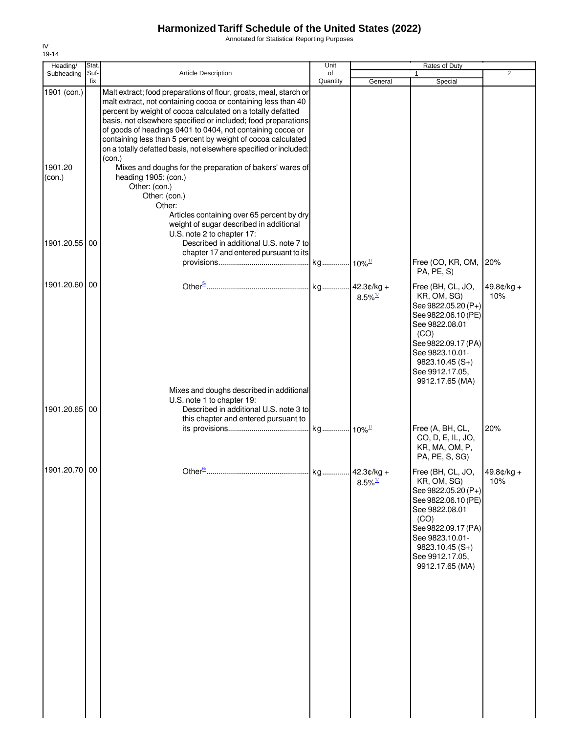# Harmonized Tariff Schedule of the United States (2022)

Annotated for Statistical Reporting Purposes

IV
19-14

| Heading/ Subheading | Stat. Suf- fix | Article Description | Unit of Quantity | Rates of Duty 1 General | Special | 2 |
|---|---|---|---|---|---|---|
| 1901 (con.) | | Malt extract; food preparations of flour, groats, meal, starch or malt extract, not containing cocoa or containing less than 40 percent by weight of cocoa calculated on a totally defatted basis, not elsewhere specified or included; food preparations of goods of headings 0401 to 0404, not containing cocoa or containing less than 5 percent by weight of cocoa calculated on a totally defatted basis, not elsewhere specified or included: (con.) | | | | |
| 1901.20 (con.) | | Mixes and doughs for the preparation of bakers' wares of heading 1905: (con.) | | | | |
| | | Other: (con.) | | | | |
| | | Other: (con.) | | | | |
| | | Other: | | | | |
| | | Articles containing over 65 percent by dry weight of sugar described in additional U.S. note 2 to chapter 17: | | | | |
| 1901.20.55 | 00 | Described in additional U.S. note 7 to chapter 17 and entered pursuant to its provisions | kg | 10%[1/] | Free (CO, KR, OM, PA, PE, S) | 20% |
| 1901.20.60 | 00 | Other[5/] | kg | 42.3¢/kg + 8.5%[1/] | Free (BH, CL, JO, KR, OM, SG) See 9822.05.20 (P+) See 9822.06.10 (PE) See 9822.08.01 (CO) See 9822.09.17 (PA) See 9823.10.01-9823.10.45 (S+) See 9912.17.05, 9912.17.65 (MA) | 49.8¢/kg + 10% |
| | | Mixes and doughs described in additional U.S. note 1 to chapter 19: | | | | |
| 1901.20.65 | 00 | Described in additional U.S. note 3 to this chapter and entered pursuant to its provisions | kg | 10%[1/] | Free (A, BH, CL, CO, D, E, IL, JO, KR, MA, OM, P, PA, PE, S, SG) | 20% |
| 1901.20.70 | 00 | Other[6/] | kg | 42.3¢/kg + 8.5%[1/] | Free (BH, CL, JO, KR, OM, SG) See 9822.05.20 (P+) See 9822.06.10 (PE) See 9822.08.01 (CO) See 9822.09.17 (PA) See 9823.10.01-9823.10.45 (S+) See 9912.17.05, 9912.17.65 (MA) | 49.8¢/kg + 10% |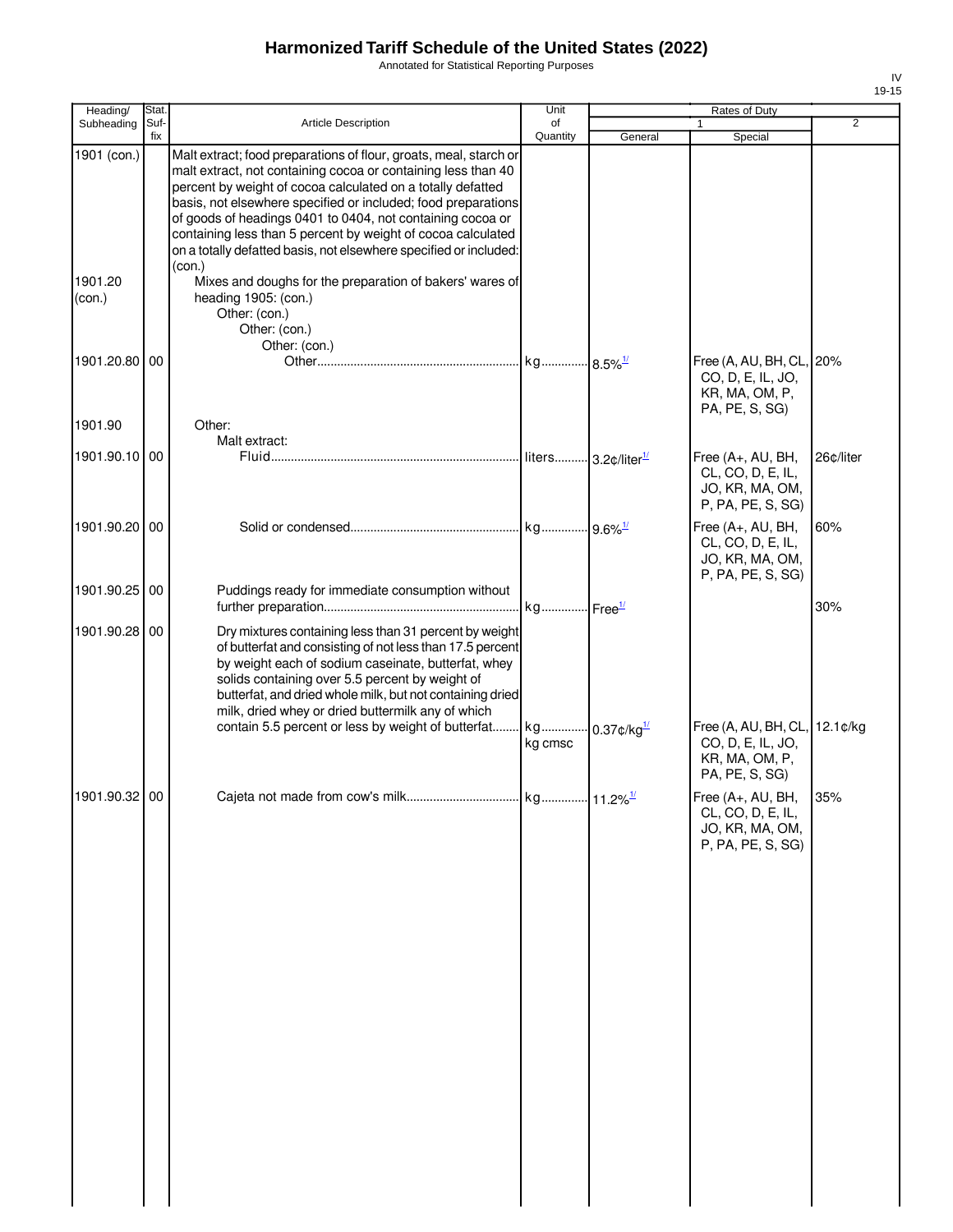# Harmonized Tariff Schedule of the United States (2022)

Annotated for Statistical Reporting Purposes

IV
19-15

| Heading/ Subheading | Stat. Suf- fix | Article Description | Unit of Quantity | Rates of Duty 1 General | Special | 2 |
|---|---|---|---|---|---|---|
| 1901 (con.) | | Malt extract; food preparations of flour, groats, meal, starch or malt extract, not containing cocoa or containing less than 40 percent by weight of cocoa calculated on a totally defatted basis, not elsewhere specified or included; food preparations of goods of headings 0401 to 0404, not containing cocoa or containing less than 5 percent by weight of cocoa calculated on a totally defatted basis, not elsewhere specified or included: (con.) | | | | |
| 1901.20 (con.) | | Mixes and doughs for the preparation of bakers' wares of heading 1905: (con.) | | | | |
| | | Other: (con.) | | | | |
| | | Other: (con.) | | | | |
| | | Other: (con.) | | | | |
| 1901.20.80 | 00 | Other | kg | 8.5%[1/] | Free (A, AU, BH, CL, CO, D, E, IL, JO, KR, MA, OM, P, PA, PE, S, SG) | 20% |
| 1901.90 | | Other: | | | | |
| | | Malt extract: | | | | |
| 1901.90.10 | 00 | Fluid | liters | 3.2¢/liter[1/] | Free (A+, AU, BH, CL, CO, D, E, IL, JO, KR, MA, OM, P, PA, PE, S, SG) | 26¢/liter |
| 1901.90.20 | 00 | Solid or condensed | kg | 9.6%[1/] | Free (A+, AU, BH, CL, CO, D, E, IL, JO, KR, MA, OM, P, PA, PE, S, SG) | 60% |
| 1901.90.25 | 00 | Puddings ready for immediate consumption without further preparation | kg | Free[1/] | | 30% |
| 1901.90.28 | 00 | Dry mixtures containing less than 31 percent by weight of butterfat and consisting of not less than 17.5 percent by weight each of sodium caseinate, butterfat, whey solids containing over 5.5 percent by weight of butterfat, and dried whole milk, but not containing dried milk, dried whey or dried buttermilk any of which contain 5.5 percent or less by weight of butterfat | kg<br>kg cmsc | 0.37¢/kg[1/] | Free (A, AU, BH, CL, CO, D, E, IL, JO, KR, MA, OM, P, PA, PE, S, SG) | 12.1¢/kg |
| 1901.90.32 | 00 | Cajeta not made from cow's milk | kg | 11.2%[1/] | Free (A+, AU, BH, CL, CO, D, E, IL, JO, KR, MA, OM, P, PA, PE, S, SG) | 35% |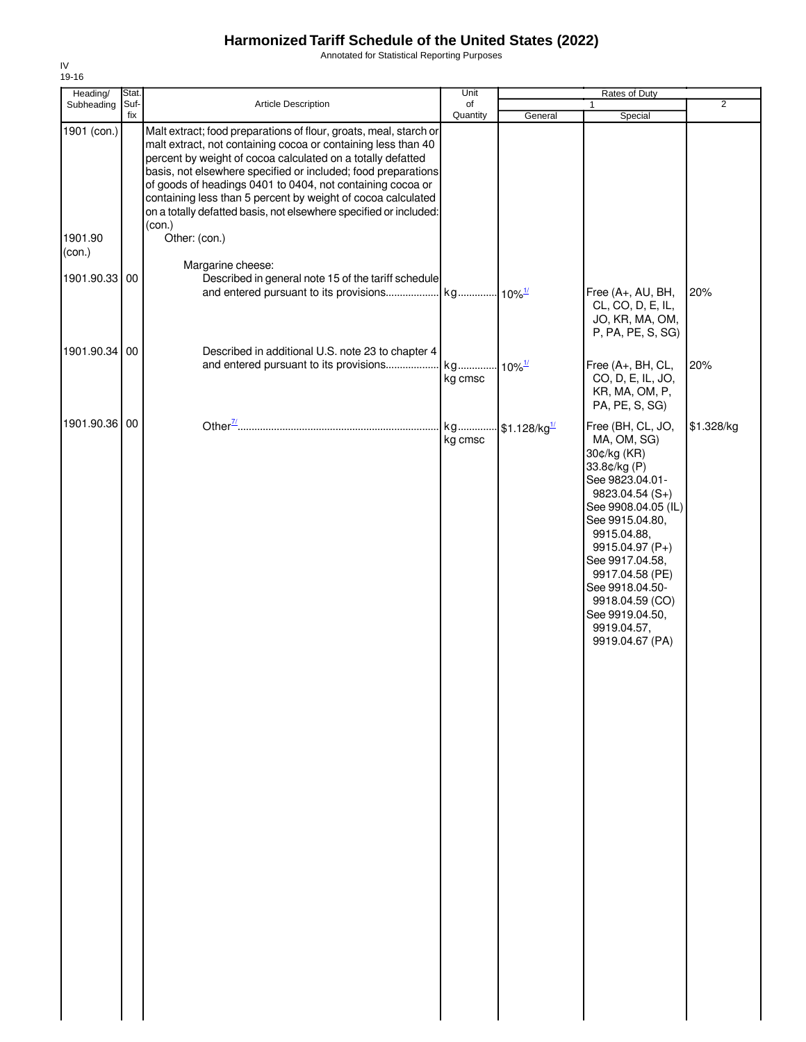# Harmonized Tariff Schedule of the United States (2022)

Annotated for Statistical Reporting Purposes

IV
19-16

| Heading/ Subheading | Stat. Suf- fix | Article Description | Unit of Quantity | Rates of Duty 1 General | Special | 2 |
|---|---|---|---|---|---|---|
| 1901 (con.) | | Malt extract; food preparations of flour, groats, meal, starch or malt extract, not containing cocoa or containing less than 40 percent by weight of cocoa calculated on a totally defatted basis, not elsewhere specified or included; food preparations of goods of headings 0401 to 0404, not containing cocoa or containing less than 5 percent by weight of cocoa calculated on a totally defatted basis, not elsewhere specified or included: (con.) | | | | |
| 1901.90 (con.) | | Other: (con.) | | | | |
| | | Margarine cheese: | | | | |
| 1901.90.33 | 00 | Described in general note 15 of the tariff schedule and entered pursuant to its provisions | kg | 10%[1/] | Free (A+, AU, BH, CL, CO, D, E, IL, JO, KR, MA, OM, P, PA, PE, S, SG) | 20% |
| 1901.90.34 | 00 | Described in additional U.S. note 23 to chapter 4 and entered pursuant to its provisions | kg<br>kg cmsc | 10%[1/] | Free (A+, BH, CL, CO, D, E, IL, JO, KR, MA, OM, P, PA, PE, S, SG) | 20% |
| 1901.90.36 | 00 | Other[7/] | kg<br>kg cmsc | \$1.128/kg[1/] | Free (BH, CL, JO, MA, OM, SG)<br>30¢/kg (KR)<br>33.8¢/kg (P)<br>See 9823.04.01-9823.04.54 (S+)<br>See 9908.04.05 (IL)<br>See 9915.04.80, 9915.04.88, 9915.04.97 (P+)<br>See 9917.04.58, 9917.04.58 (PE)<br>See 9918.04.50-9918.04.59 (CO)<br>See 9919.04.50, 9919.04.57, 9919.04.67 (PA) | \$1.328/kg |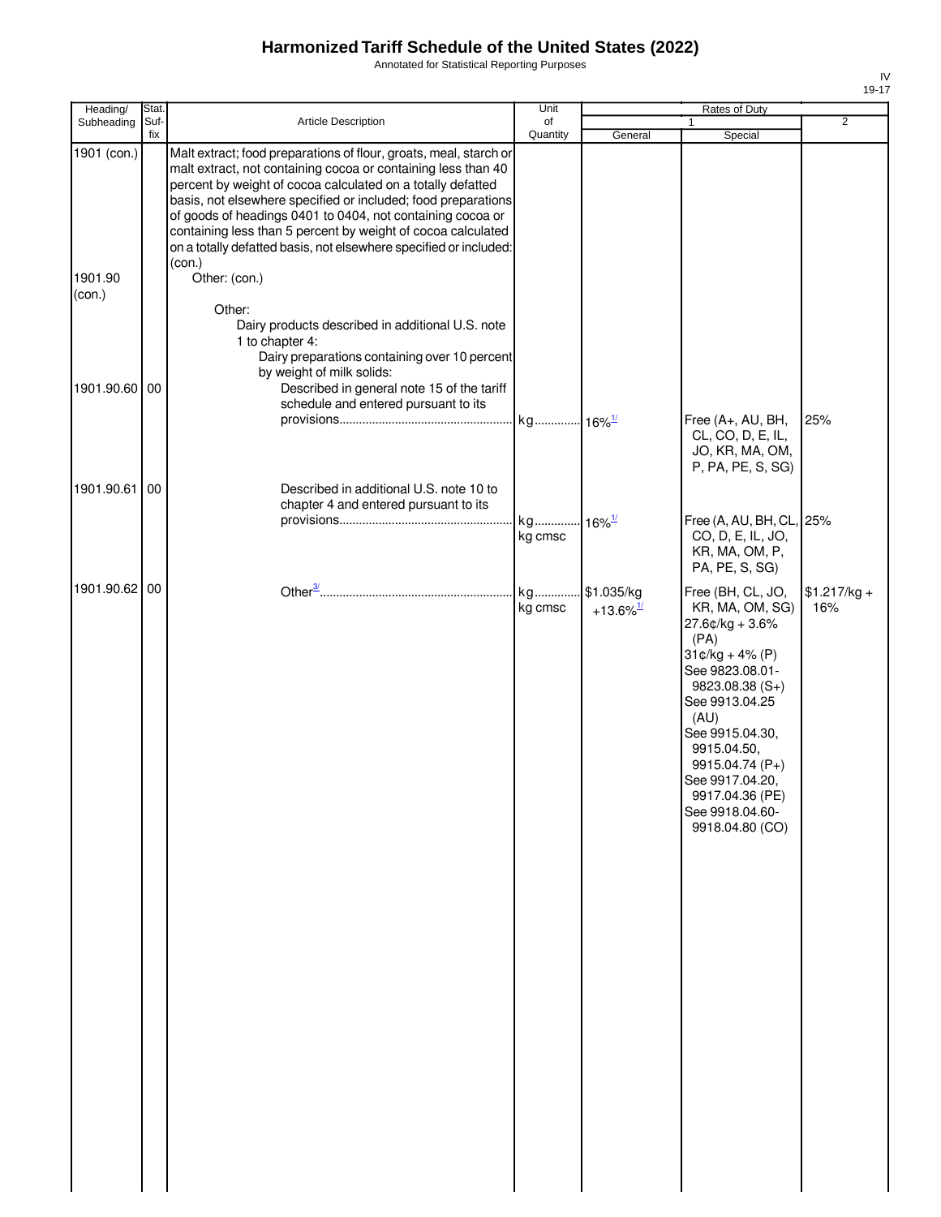# Harmonized Tariff Schedule of the United States (2022)

Annotated for Statistical Reporting Purposes

IV
19-17

| Heading/ Subheading | Stat. Suf- fix | Article Description | Unit of Quantity | Rates of Duty 1 General | Rates of Duty 1 Special | Rates of Duty 2 |
|---|---|---|---|---|---|---|
| 1901 (con.) | | Malt extract; food preparations of flour, groats, meal, starch or malt extract, not containing cocoa or containing less than 40 percent by weight of cocoa calculated on a totally defatted basis, not elsewhere specified or included; food preparations of goods of headings 0401 to 0404, not containing cocoa or containing less than 5 percent by weight of cocoa calculated on a totally defatted basis, not elsewhere specified or included: (con.) | | | | |
| 1901.90 (con.) | | Other: (con.) | | | | |
| | | Other: | | | | |
| | | Dairy products described in additional U.S. note 1 to chapter 4: | | | | |
| | | Dairy preparations containing over 10 percent by weight of milk solids: | | | | |
| 1901.90.60 | 00 | Described in general note 15 of the tariff schedule and entered pursuant to its provisions | kg | 16%[1/] | Free (A+, AU, BH, CL, CO, D, E, IL, JO, KR, MA, OM, P, PA, PE, S, SG) | 25% |
| 1901.90.61 | 00 | Described in additional U.S. note 10 to chapter 4 and entered pursuant to its provisions | kg<br>kg cmsc | 16%[1/] | Free (A, AU, BH, CL, CO, D, E, IL, JO, KR, MA, OM, P, PA, PE, S, SG) | 25% |
| 1901.90.62 | 00 | Other[3/] | kg<br>kg cmsc | \$1.035/kg +13.6%[1/] | Free (BH, CL, JO, KR, MA, OM, SG)<br>27.6¢/kg + 3.6% (PA)<br>31¢/kg + 4% (P)<br>See 9823.08.01-9823.08.38 (S+)<br>See 9913.04.25 (AU)<br>See 9915.04.30, 9915.04.50, 9915.04.74 (P+)<br>See 9917.04.20, 9917.04.36 (PE)<br>See 9918.04.60-9918.04.80 (CO) | \$1.217/kg + 16% |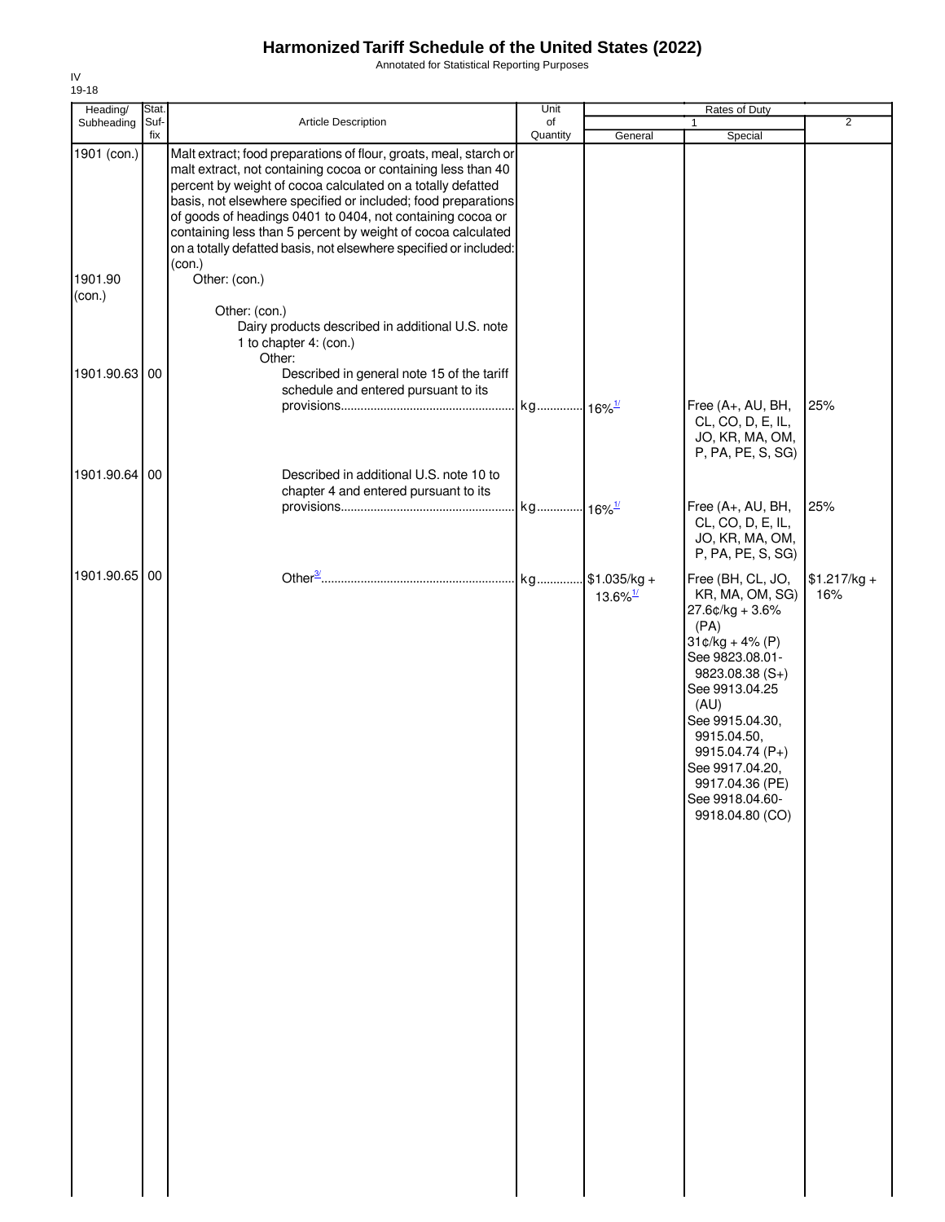# Harmonized Tariff Schedule of the United States (2022)

Annotated for Statistical Reporting Purposes

IV
19-18

| Heading/ Subheading | Stat. Suf- fix | Article Description | Unit of Quantity | Rates of Duty 1 General | Special | 2 |
|---|---|---|---|---|---|---|
| 1901 (con.) | | Malt extract; food preparations of flour, groats, meal, starch or malt extract, not containing cocoa or containing less than 40 percent by weight of cocoa calculated on a totally defatted basis, not elsewhere specified or included; food preparations of goods of headings 0401 to 0404, not containing cocoa or containing less than 5 percent by weight of cocoa calculated on a totally defatted basis, not elsewhere specified or included: (con.) | | | | |
| 1901.90 (con.) | | Other: (con.) | | | | |
| | | Other: (con.) | | | | |
| | | Dairy products described in additional U.S. note 1 to chapter 4: (con.) | | | | |
| | | Other: | | | | |
| 1901.90.63 | 00 | Described in general note 15 of the tariff schedule and entered pursuant to its provisions | kg | 16%[1/] | Free (A+, AU, BH, CL, CO, D, E, IL, JO, KR, MA, OM, P, PA, PE, S, SG) | 25% |
| 1901.90.64 | 00 | Described in additional U.S. note 10 to chapter 4 and entered pursuant to its provisions | kg | 16%[1/] | Free (A+, AU, BH, CL, CO, D, E, IL, JO, KR, MA, OM, P, PA, PE, S, SG) | 25% |
| 1901.90.65 | 00 | Other[3/] | kg | $1.035/kg + 13.6%[1/] | Free (BH, CL, JO, KR, MA, OM, SG)<br>27.6¢/kg + 3.6% (PA)<br>31¢/kg + 4% (P)<br>See 9823.08.01-9823.08.38 (S+)<br>See 9913.04.25 (AU)<br>See 9915.04.30, 9915.04.50, 9915.04.74 (P+)<br>See 9917.04.20, 9917.04.36 (PE)<br>See 9918.04.60-9918.04.80 (CO) | $1.217/kg + 16% |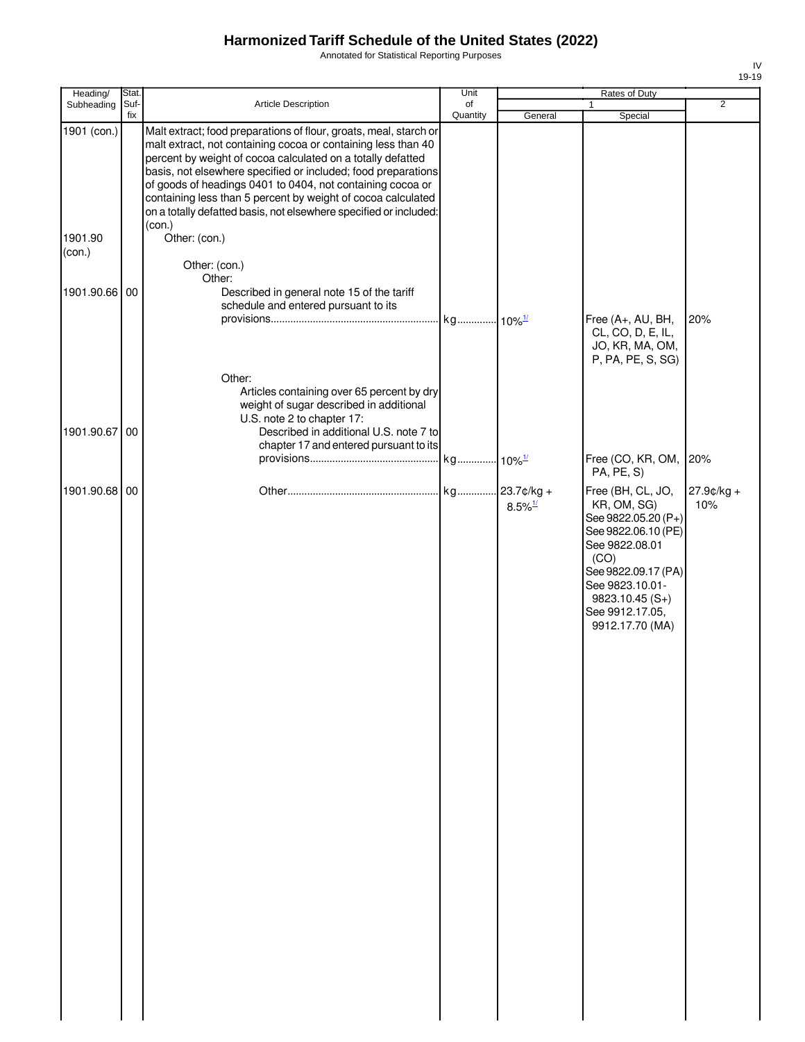# Harmonized Tariff Schedule of the United States (2022)

Annotated for Statistical Reporting Purposes

| Heading/ Subheading | Stat. Suf- fix | Article Description | Unit of Quantity | Rates of Duty 1 General | Special | 2 |
|---|---|---|---|---|---|---|
| 1901 (con.) | | Malt extract; food preparations of flour, groats, meal, starch or malt extract, not containing cocoa or containing less than 40 percent by weight of cocoa calculated on a totally defatted basis, not elsewhere specified or included; food preparations of goods of headings 0401 to 0404, not containing cocoa or containing less than 5 percent by weight of cocoa calculated on a totally defatted basis, not elsewhere specified or included: (con.) | | | | |
| 1901.90 (con.) | | Other: (con.) | | | | |
| | | Other: (con.) | | | | |
| | | Other: | | | | |
| 1901.90.66 | 00 | Described in general note 15 of the tariff schedule and entered pursuant to its provisions | kg | 10%[1/] | Free (A+, AU, BH, CL, CO, D, E, IL, JO, KR, MA, OM, P, PA, PE, S, SG) | 20% |
| | | Other: | | | | |
| | | Articles containing over 65 percent by dry weight of sugar described in additional U.S. note 2 to chapter 17: | | | | |
| 1901.90.67 | 00 | Described in additional U.S. note 7 to chapter 17 and entered pursuant to its provisions | kg | 10%[1/] | Free (CO, KR, OM, PA, PE, S) | 20% |
| 1901.90.68 | 00 | Other | kg | 23.7¢/kg + 8.5%[1/] | Free (BH, CL, JO, KR, OM, SG) See 9822.05.20 (P+) See 9822.06.10 (PE) See 9822.08.01 (CO) See 9822.09.17 (PA) See 9823.10.01-9823.10.45 (S+) See 9912.17.05, 9912.17.70 (MA) | 27.9¢/kg + 10% |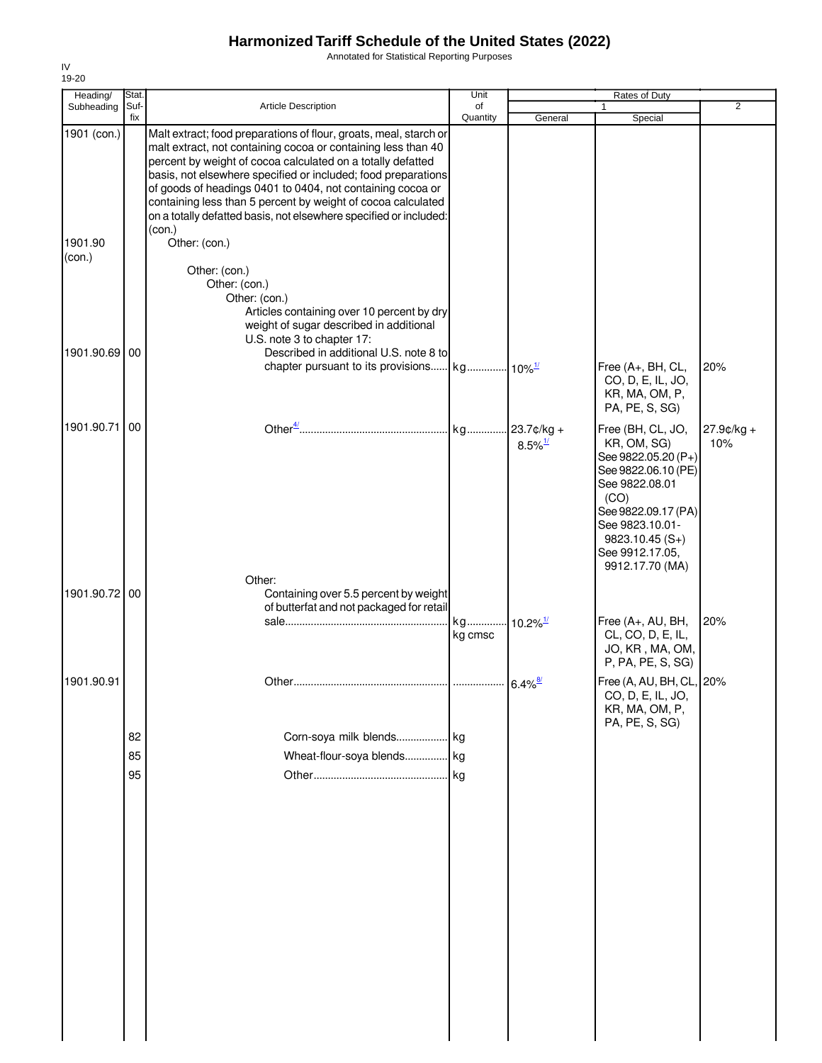# Harmonized Tariff Schedule of the United States (2022)

Annotated for Statistical Reporting Purposes

IV
19-20

| Heading/ Subheading | Stat. Suf- fix | Article Description | Unit of Quantity | Rates of Duty 1 General | Special | 2 |
|---|---|---|---|---|---|---|
| 1901 (con.) | | Malt extract; food preparations of flour, groats, meal, starch or malt extract, not containing cocoa or containing less than 40 percent by weight of cocoa calculated on a totally defatted basis, not elsewhere specified or included; food preparations of goods of headings 0401 to 0404, not containing cocoa or containing less than 5 percent by weight of cocoa calculated on a totally defatted basis, not elsewhere specified or included: (con.) | | | | |
| 1901.90 (con.) | | Other: (con.) | | | | |
| | | Other: (con.) | | | | |
| | | Other: (con.) | | | | |
| | | Other: (con.) | | | | |
| | | Articles containing over 10 percent by dry weight of sugar described in additional U.S. note 3 to chapter 17: | | | | |
| 1901.90.69 | 00 | Described in additional U.S. note 8 to chapter pursuant to its provisions | kg | 10%[1/] | Free (A+, BH, CL, CO, D, E, IL, JO, KR, MA, OM, P, PA, PE, S, SG) | 20% |
| 1901.90.71 | 00 | Other[4/] | kg | 23.7¢/kg + 8.5%[1/] | Free (BH, CL, JO, KR, OM, SG) See 9822.05.20 (P+) See 9822.06.10 (PE) See 9822.08.01 (CO) See 9822.09.17 (PA) See 9823.10.01-9823.10.45 (S+) See 9912.17.05, 9912.17.70 (MA) | 27.9¢/kg + 10% |
| | | Other: | | | | |
| 1901.90.72 | 00 | Containing over 5.5 percent by weight of butterfat and not packaged for retail sale | kg kg cmsc | 10.2%[1/] | Free (A+, AU, BH, CL, CO, D, E, IL, JO, KR , MA, OM, P, PA, PE, S, SG) | 20% |
| 1901.90.91 | | Other | | 6.4%[8/] | Free (A, AU, BH, CL, CO, D, E, IL, JO, KR, MA, OM, P, PA, PE, S, SG) | 20% |
| | 82 | Corn-soya milk blends | kg | | | |
| | 85 | Wheat-flour-soya blends | kg | | | |
| | 95 | Other | kg | | | |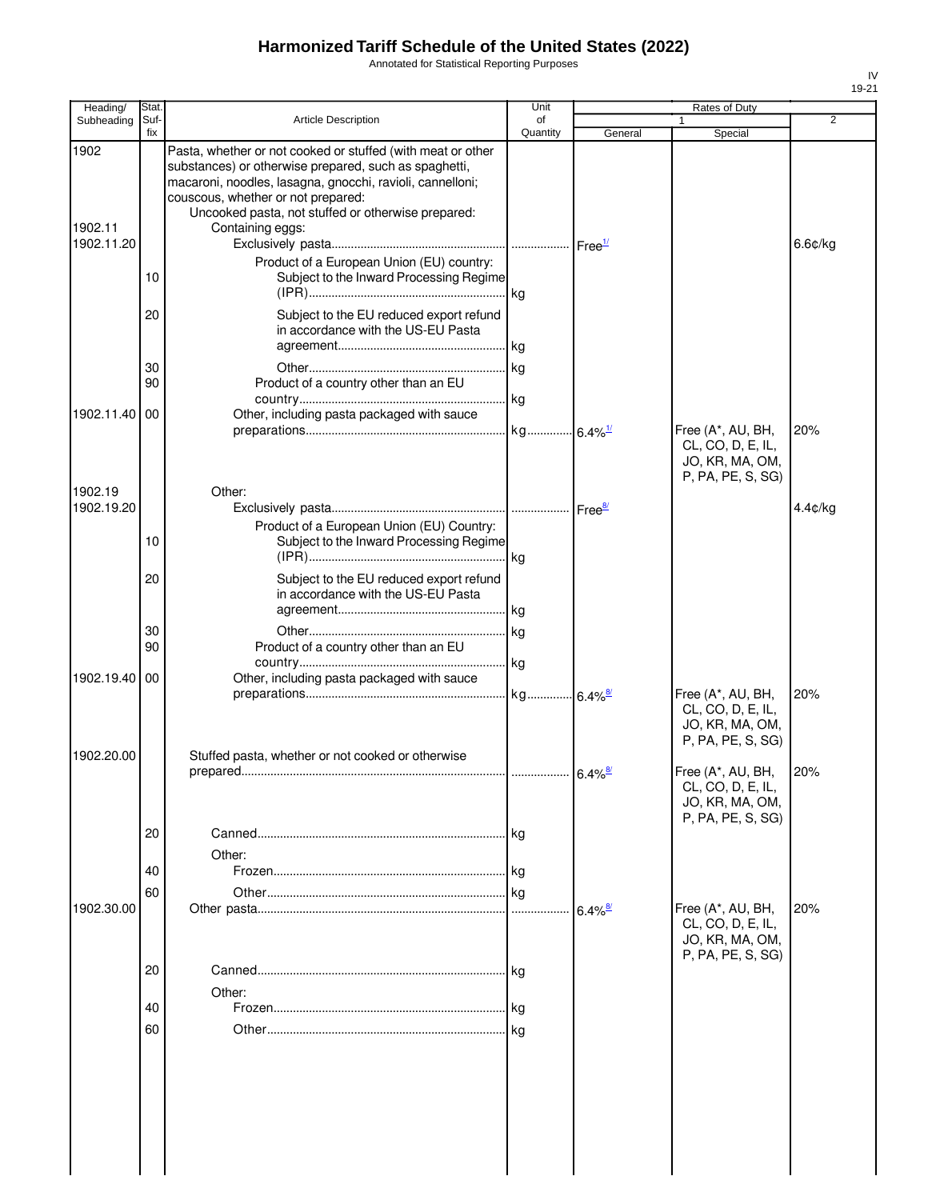# Harmonized Tariff Schedule of the United States (2022)

Annotated for Statistical Reporting Purposes

IV
19-21

| Heading/ Subheading | Stat. Suf- fix | Article Description | Unit of Quantity | Rates of Duty 1 General | Special | 2 |
|---|---|---|---|---|---|---|
| 1902 | | Pasta, whether or not cooked or stuffed (with meat or other substances) or otherwise prepared, such as spaghetti, macaroni, noodles, lasagna, gnocchi, ravioli, cannelloni; couscous, whether or not prepared: | | | | |
| | | Uncooked pasta, not stuffed or otherwise prepared: | | | | |
| 1902.11 | | Containing eggs: | | | | |
| 1902.11.20 | | Exclusively pasta | | Free[1/] | | 6.6¢/kg |
| | | Product of a European Union (EU) country: | | | | |
| | 10 | Subject to the Inward Processing Regime (IPR) | kg | | | |
| | 20 | Subject to the EU reduced export refund in accordance with the US-EU Pasta agreement | kg | | | |
| | 30 | Other | kg | | | |
| | 90 | Product of a country other than an EU country | kg | | | |
| 1902.11.40 | 00 | Other, including pasta packaged with sauce preparations | kg | 6.4%[1/] | Free (A*, AU, BH, CL, CO, D, E, IL, JO, KR, MA, OM, P, PA, PE, S, SG) | 20% |
| 1902.19 | | Other: | | | | |
| 1902.19.20 | | Exclusively pasta | | Free[8/] | | 4.4¢/kg |
| | | Product of a European Union (EU) Country: | | | | |
| | 10 | Subject to the Inward Processing Regime (IPR) | kg | | | |
| | 20 | Subject to the EU reduced export refund in accordance with the US-EU Pasta agreement | kg | | | |
| | 30 | Other | kg | | | |
| | 90 | Product of a country other than an EU country | kg | | | |
| 1902.19.40 | 00 | Other, including pasta packaged with sauce preparations | kg | 6.4%[8/] | Free (A*, AU, BH, CL, CO, D, E, IL, JO, KR, MA, OM, P, PA, PE, S, SG) | 20% |
| 1902.20.00 | | Stuffed pasta, whether or not cooked or otherwise prepared | | 6.4%[8/] | Free (A*, AU, BH, CL, CO, D, E, IL, JO, KR, MA, OM, P, PA, PE, S, SG) | 20% |
| | 20 | Canned | kg | | | |
| | | Other: | | | | |
| | 40 | Frozen | kg | | | |
| | 60 | Other | kg | | | |
| 1902.30.00 | | Other pasta | | 6.4%[8/] | Free (A*, AU, BH, CL, CO, D, E, IL, JO, KR, MA, OM, P, PA, PE, S, SG) | 20% |
| | 20 | Canned | kg | | | |
| | | Other: | | | | |
| | 40 | Frozen | kg | | | |
| | 60 | Other | kg | | | |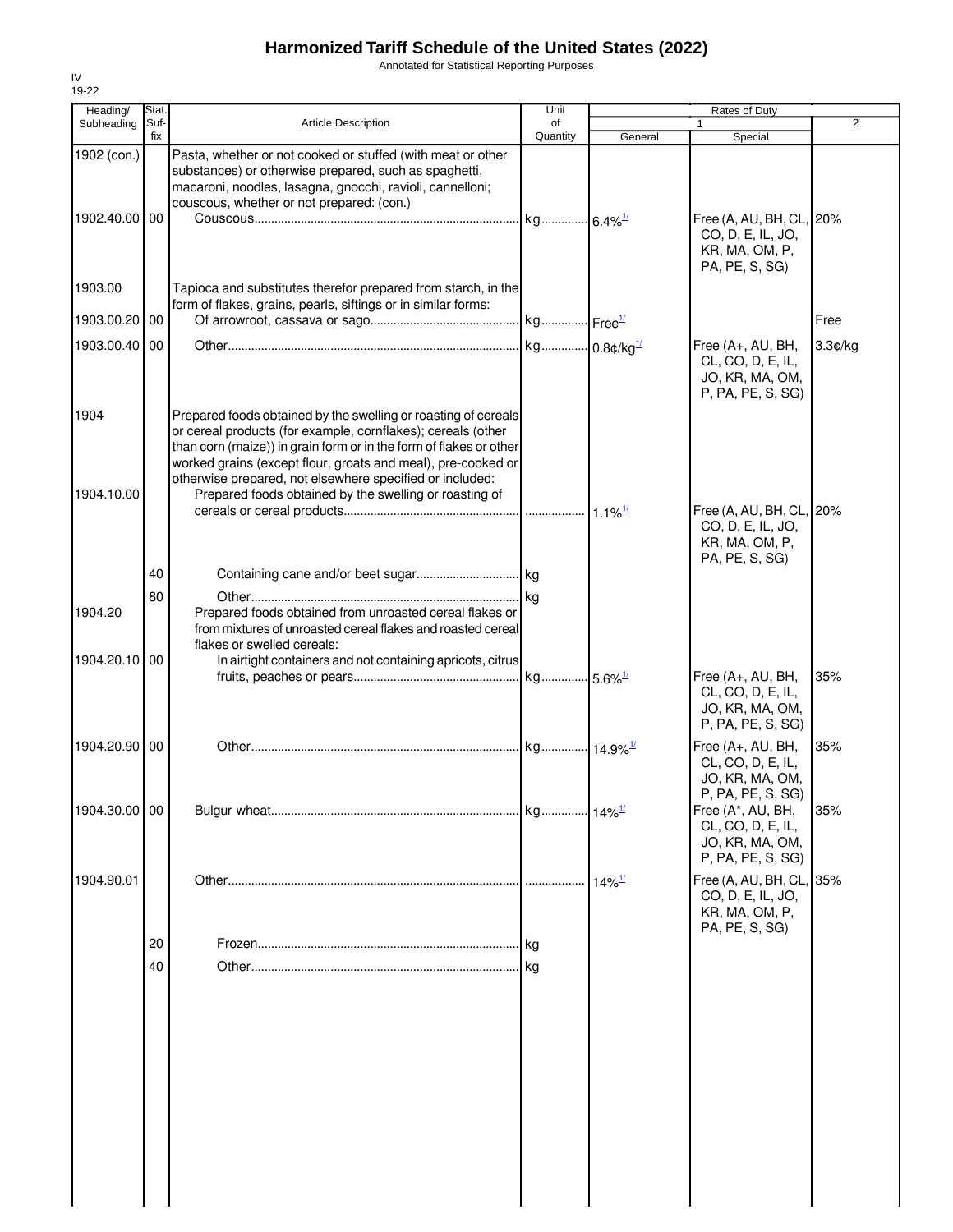# Harmonized Tariff Schedule of the United States (2022)

Annotated for Statistical Reporting Purposes

IV
19-22

| Heading/ Subheading | Stat. Suf- fix | Article Description | Unit of Quantity | Rates of Duty 1 General | Special | 2 |
|---|---|---|---|---|---|---|
| 1902 (con.) | | Pasta, whether or not cooked or stuffed (with meat or other substances) or otherwise prepared, such as spaghetti, macaroni, noodles, lasagna, gnocchi, ravioli, cannelloni; couscous, whether or not prepared: (con.) | | | | |
| 1902.40.00 | 00 | Couscous | kg | 6.4%[1/] | Free (A, AU, BH, CL, CO, D, E, IL, JO, KR, MA, OM, P, PA, PE, S, SG) | 20% |
| 1903.00 | | Tapioca and substitutes therefor prepared from starch, in the form of flakes, grains, pearls, siftings or in similar forms: | | | | |
| 1903.00.20 | 00 | Of arrowroot, cassava or sago | kg | Free[1/] | | Free |
| 1903.00.40 | 00 | Other | kg | 0.8¢/kg[1/] | Free (A+, AU, BH, CL, CO, D, E, IL, JO, KR, MA, OM, P, PA, PE, S, SG) | 3.3¢/kg |
| 1904 | | Prepared foods obtained by the swelling or roasting of cereals or cereal products (for example, cornflakes); cereals (other than corn (maize)) in grain form or in the form of flakes or other worked grains (except flour, groats and meal), pre-cooked or otherwise prepared, not elsewhere specified or included: | | | | |
| 1904.10.00 | | Prepared foods obtained by the swelling or roasting of cereals or cereal products | | 1.1%[1/] | Free (A, AU, BH, CL, CO, D, E, IL, JO, KR, MA, OM, P, PA, PE, S, SG) | 20% |
| | 40 | Containing cane and/or beet sugar | kg | | | |
| | 80 | Other | kg | | | |
| 1904.20 | | Prepared foods obtained from unroasted cereal flakes or from mixtures of unroasted cereal flakes and roasted cereal flakes or swelled cereals: | | | | |
| 1904.20.10 | 00 | In airtight containers and not containing apricots, citrus fruits, peaches or pears | kg | 5.6%[1/] | Free (A+, AU, BH, CL, CO, D, E, IL, JO, KR, MA, OM, P, PA, PE, S, SG) | 35% |
| 1904.20.90 | 00 | Other | kg | 14.9%[1/] | Free (A+, AU, BH, CL, CO, D, E, IL, JO, KR, MA, OM, P, PA, PE, S, SG) | 35% |
| 1904.30.00 | 00 | Bulgur wheat | kg | 14%[1/] | Free (A*, AU, BH, CL, CO, D, E, IL, JO, KR, MA, OM, P, PA, PE, S, SG) | 35% |
| 1904.90.01 | | Other | | 14%[1/] | Free (A, AU, BH, CL, CO, D, E, IL, JO, KR, MA, OM, P, PA, PE, S, SG) | 35% |
| | 20 | Frozen | kg | | | |
| | 40 | Other | kg | | | |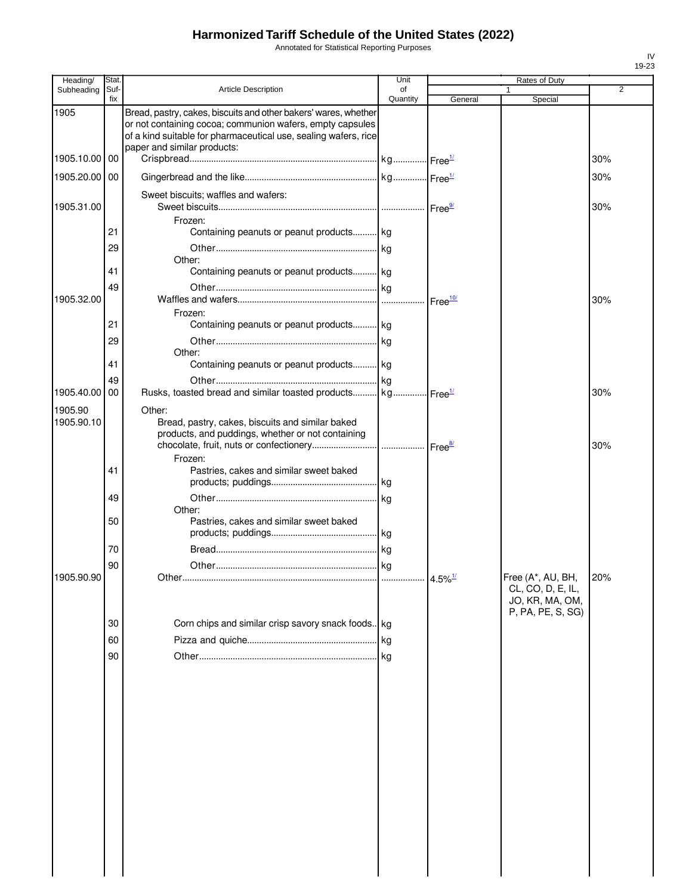# Harmonized Tariff Schedule of the United States (2022)

Annotated for Statistical Reporting Purposes

| Heading/ Subheading | Stat. Suf- fix | Article Description | Unit of Quantity | Rates of Duty 1 General | Special | 2 |
|---|---|---|---|---|---|---|
| 1905 | | Bread, pastry, cakes, biscuits and other bakers' wares, whether or not containing cocoa; communion wafers, empty capsules of a kind suitable for pharmaceutical use, sealing wafers, rice paper and similar products: | | | | |
| 1905.10.00 | 00 | Crispbread | kg | Free[1/] | | 30% |
| 1905.20.00 | 00 | Gingerbread and the like | kg | Free[1/] | | 30% |
| | | Sweet biscuits; waffles and wafers: | | | | |
| 1905.31.00 | | Sweet biscuits | | Free[9/] | | 30% |
| | | Frozen: | | | | |
| | 21 | Containing peanuts or peanut products | kg | | | |
| | 29 | Other | kg | | | |
| | | Other: | | | | |
| | 41 | Containing peanuts or peanut products | kg | | | |
| | 49 | Other | kg | | | |
| 1905.32.00 | | Waffles and wafers | | Free[10/] | | 30% |
| | | Frozen: | | | | |
| | 21 | Containing peanuts or peanut products | kg | | | |
| | 29 | Other | kg | | | |
| | | Other: | | | | |
| | 41 | Containing peanuts or peanut products | kg | | | |
| | 49 | Other | kg | | | |
| 1905.40.00 | 00 | Rusks, toasted bread and similar toasted products | kg | Free[1/] | | 30% |
| 1905.90 | | Other: | | | | |
| 1905.90.10 | | Bread, pastry, cakes, biscuits and similar baked products, and puddings, whether or not containing chocolate, fruit, nuts or confectionery | | Free[8/] | | 30% |
| | | Frozen: | | | | |
| | 41 | Pastries, cakes and similar sweet baked products; puddings | kg | | | |
| | 49 | Other | kg | | | |
| | | Other: | | | | |
| | 50 | Pastries, cakes and similar sweet baked products; puddings | kg | | | |
| | 70 | Bread | kg | | | |
| | 90 | Other | kg | | | |
| 1905.90.90 | | Other | | 4.5%[1/] | Free (A*, AU, BH, CL, CO, D, E, IL, JO, KR, MA, OM, P, PA, PE, S, SG) | 20% |
| | 30 | Corn chips and similar crisp savory snack foods | kg | | | |
| | 60 | Pizza and quiche | kg | | | |
| | 90 | Other | kg | | | |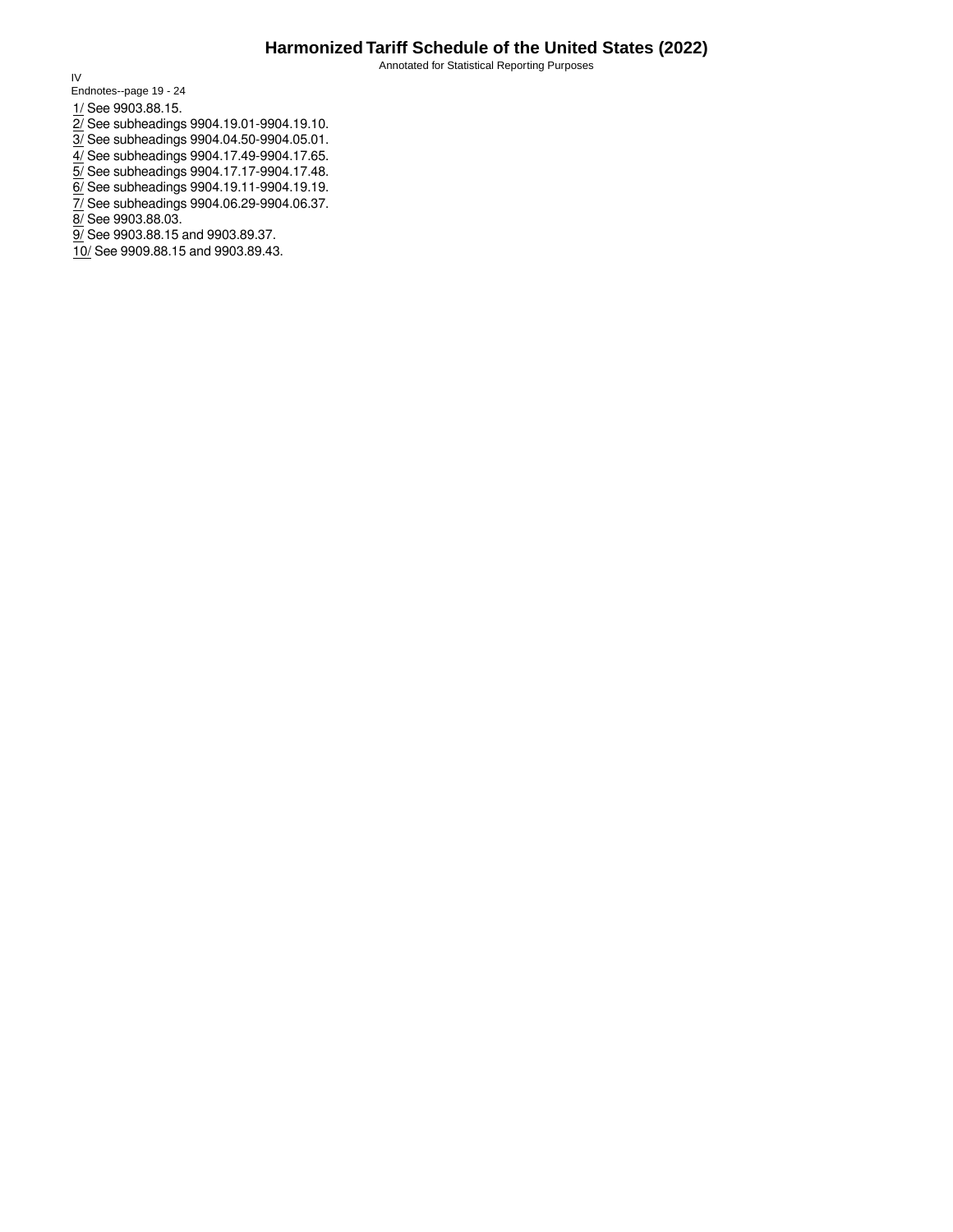IV

Endnotes--page 19 - 24

1/ See 9903.88.15.

2/ See subheadings 9904.19.01-9904.19.10.

3/ See subheadings 9904.04.50-9904.05.01.

4/ See subheadings 9904.17.49-9904.17.65.

5/ See subheadings 9904.17.17-9904.17.48.

6/ See subheadings 9904.19.11-9904.19.19.

7/ See subheadings 9904.06.29-9904.06.37.

8/ See 9903.88.03.

9/ See 9903.88.15 and 9903.89.37.

10/ See 9909.88.15 and 9903.89.43.